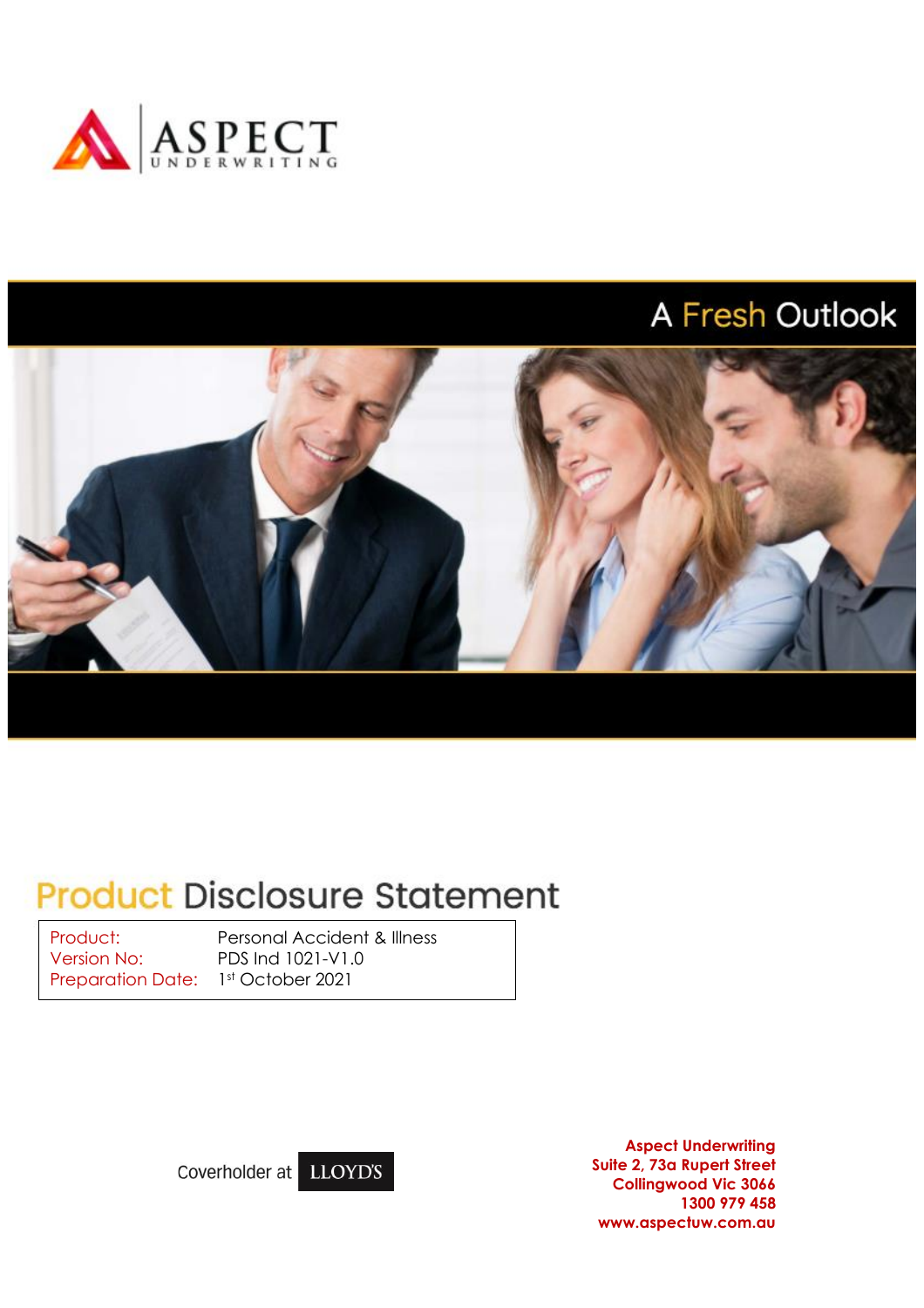ASPECT UNDERWRITING

A Fresh Outlook

# Product Disclosure Statement

| Product: | Personal Accident & Illness |
|---|---|
| Version No: | PDS Ind 1021-V1.0 |
| Preparation Date: | 1st October 2021 |

Coverholder at LLOYD'S

**Aspect Underwriting**
**Suite 2, 73a Rupert Street**
**Collingwood Vic 3066**
**1300 979 458**
**www.aspectuw.com.au**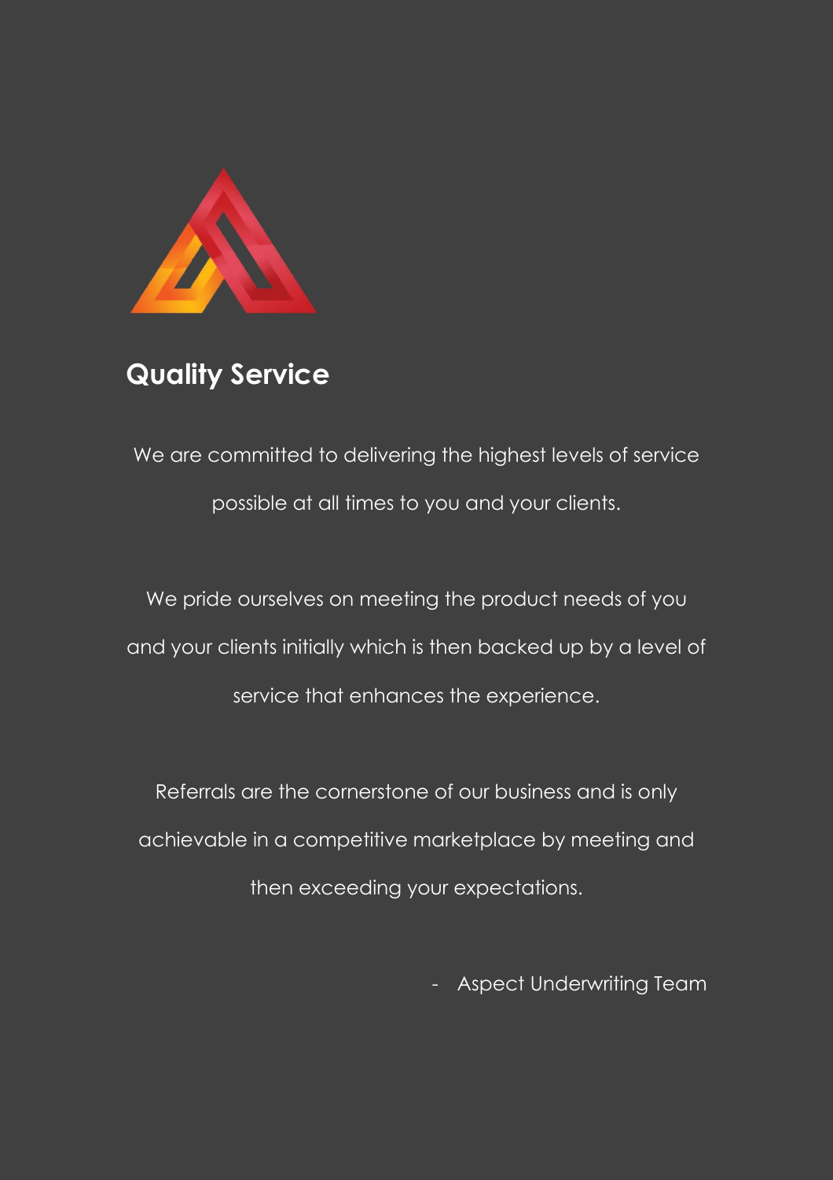## Quality Service

We are committed to delivering the highest levels of service possible at all times to you and your clients.

We pride ourselves on meeting the product needs of you and your clients initially which is then backed up by a level of service that enhances the experience.

Referrals are the cornerstone of our business and is only achievable in a competitive marketplace by meeting and then exceeding your expectations.

- Aspect Underwriting Team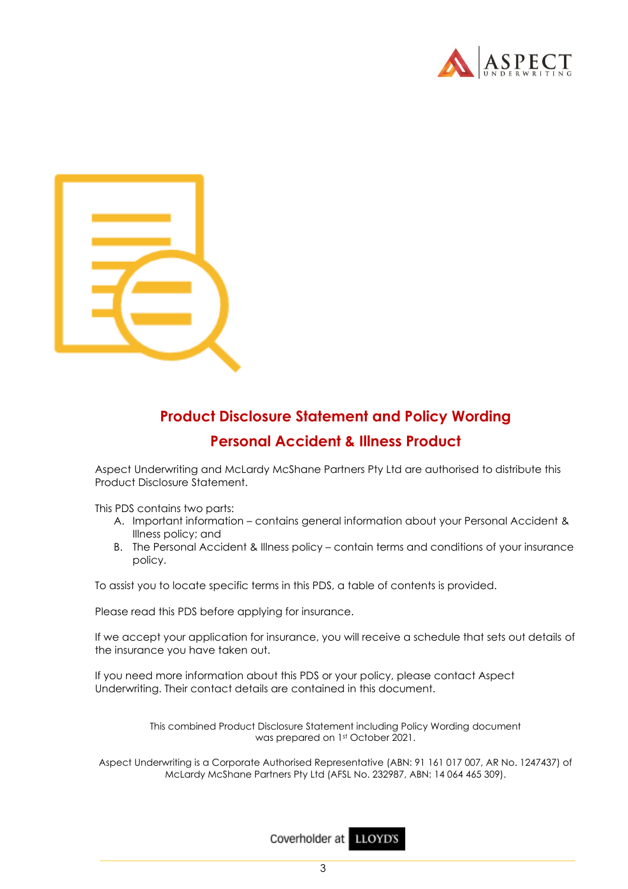# Product Disclosure Statement and Policy Wording

## Personal Accident & Illness Product

Aspect Underwriting and McLardy McShane Partners Pty Ltd are authorised to distribute this Product Disclosure Statement.

This PDS contains two parts:

A. Important information – contains general information about your Personal Accident & Illness policy; and
B. The Personal Accident & Illness policy – contain terms and conditions of your insurance policy.

To assist you to locate specific terms in this PDS, a table of contents is provided.

Please read this PDS before applying for insurance.

If we accept your application for insurance, you will receive a schedule that sets out details of the insurance you have taken out.

If you need more information about this PDS or your policy, please contact Aspect Underwriting. Their contact details are contained in this document.

This combined Product Disclosure Statement including Policy Wording document was prepared on 1st October 2021.

Aspect Underwriting is a Corporate Authorised Representative (ABN: 91 161 017 007, AR No. 1247437) of McLardy McShane Partners Pty Ltd (AFSL No. 232987, ABN: 14 064 465 309).

Coverholder at LLOYD'S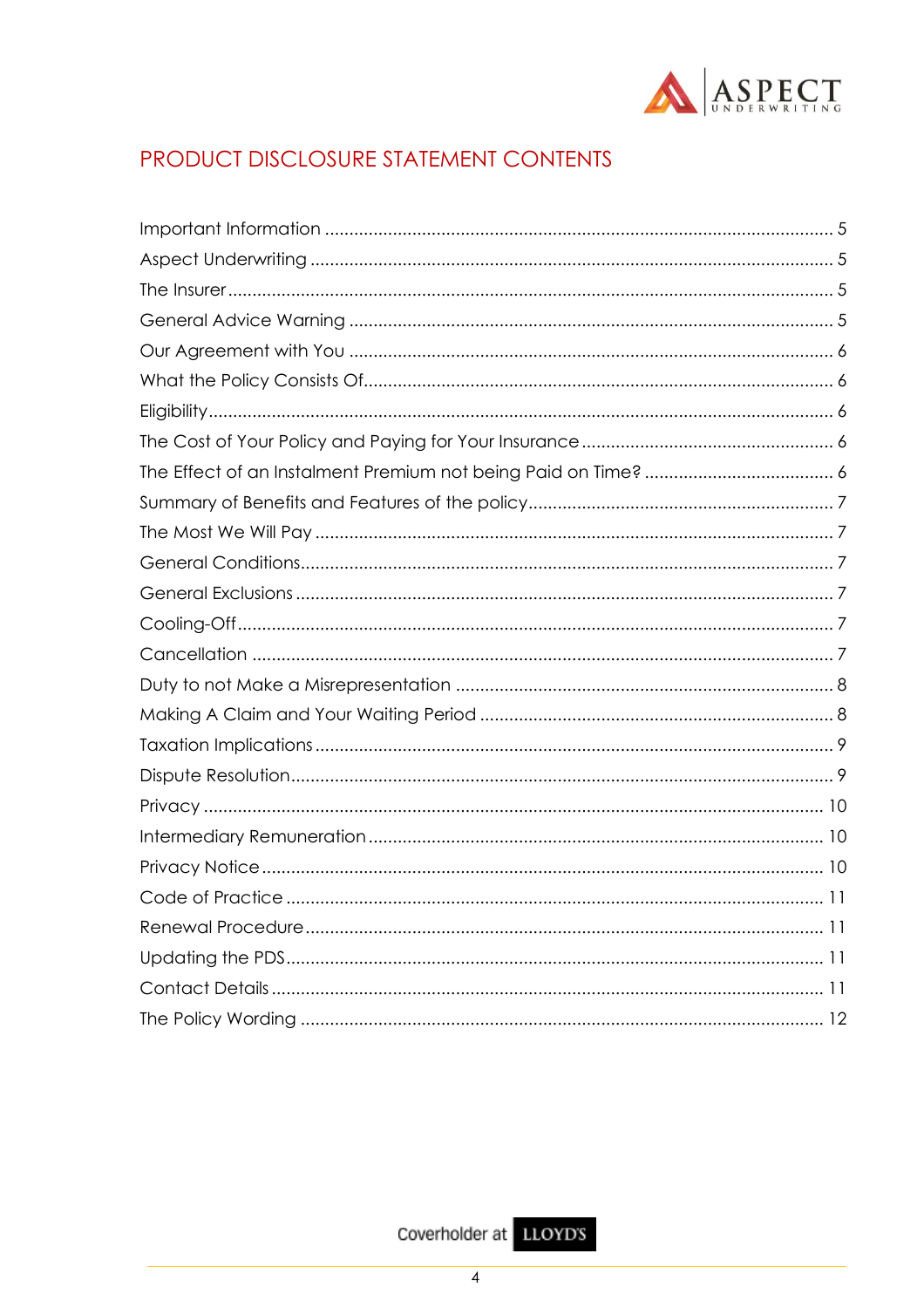# PRODUCT DISCLOSURE STATEMENT CONTENTS

| | |
|---|---|
| Important Information | 5 |
| Aspect Underwriting | 5 |
| The Insurer | 5 |
| General Advice Warning | 5 |
| Our Agreement with You | 6 |
| What the Policy Consists Of | 6 |
| Eligibility | 6 |
| The Cost of Your Policy and Paying for Your Insurance | 6 |
| The Effect of an Instalment Premium not being Paid on Time? | 6 |
| Summary of Benefits and Features of the policy | 7 |
| The Most We Will Pay | 7 |
| General Conditions | 7 |
| General Exclusions | 7 |
| Cooling-Off | 7 |
| Cancellation | 7 |
| Duty to not Make a Misrepresentation | 8 |
| Making A Claim and Your Waiting Period | 8 |
| Taxation Implications | 9 |
| Dispute Resolution | 9 |
| Privacy | 10 |
| Intermediary Remuneration | 10 |
| Privacy Notice | 10 |
| Code of Practice | 11 |
| Renewal Procedure | 11 |
| Updating the PDS | 11 |
| Contact Details | 11 |
| The Policy Wording | 12 |

Coverholder at LLOYD'S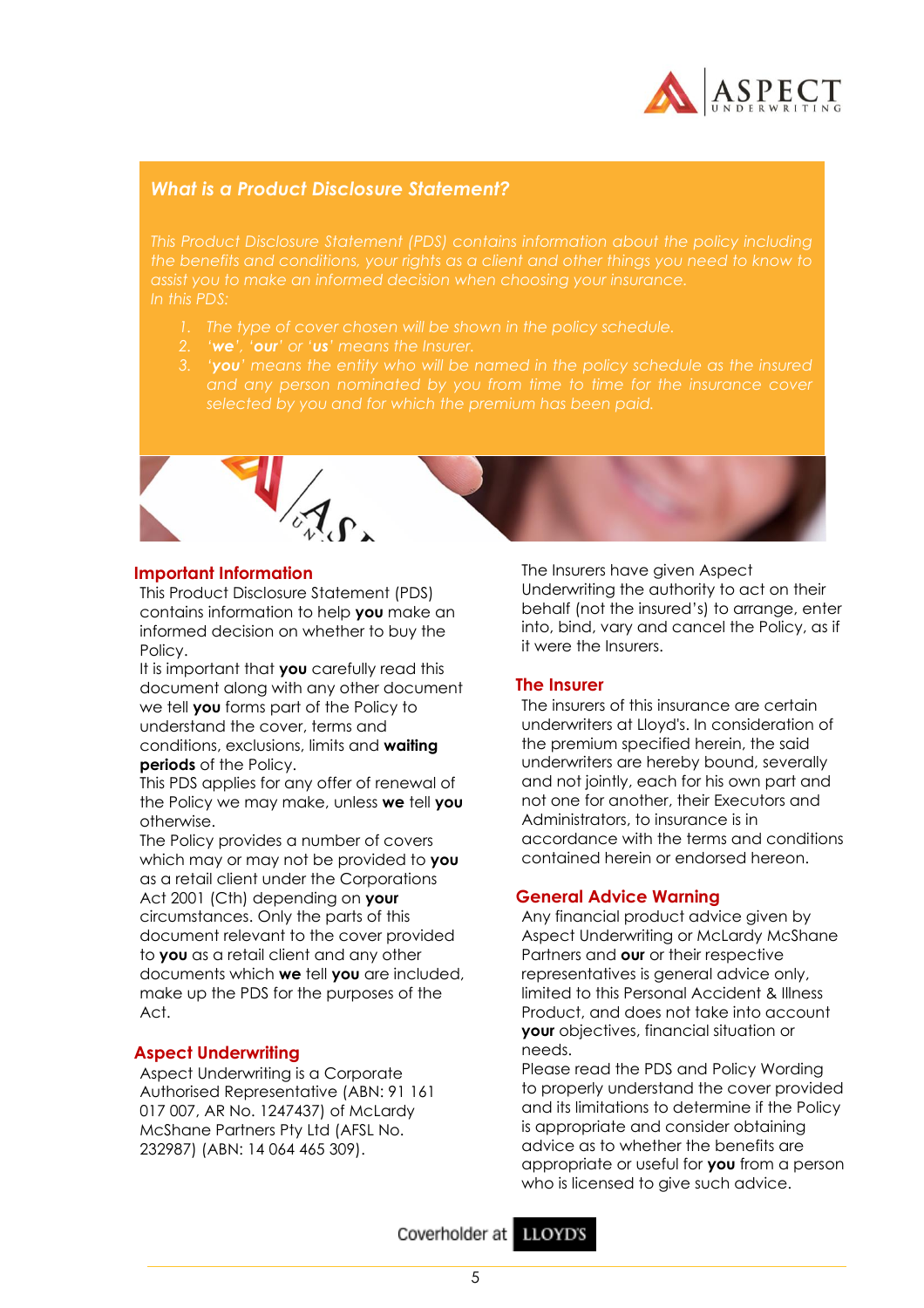## *What is a Product Disclosure Statement?*

*This Product Disclosure Statement (PDS) contains information about the policy including the benefits and conditions, your rights as a client and other things you need to know to assist you to make an informed decision when choosing your insurance.*
*In this PDS:*

1. *The type of cover chosen will be shown in the policy schedule.*
2. *'**we**', '**our**' or '**us**' means the Insurer.*
3. *'**you**' means the entity who will be named in the policy schedule as the insured and any person nominated by you from time to time for the insurance cover selected by you and for which the premium has been paid.*

## Important Information

This Product Disclosure Statement (PDS) contains information to help **you** make an informed decision on whether to buy the Policy.

It is important that **you** carefully read this document along with any other document we tell **you** forms part of the Policy to understand the cover, terms and conditions, exclusions, limits and **waiting periods** of the Policy.

This PDS applies for any offer of renewal of the Policy we may make, unless **we** tell **you** otherwise.

The Policy provides a number of covers which may or may not be provided to **you** as a retail client under the Corporations Act 2001 (Cth) depending on **your** circumstances. Only the parts of this document relevant to the cover provided to **you** as a retail client and any other documents which **we** tell **you** are included, make up the PDS for the purposes of the Act.

## Aspect Underwriting

Aspect Underwriting is a Corporate Authorised Representative (ABN: 91 161 017 007, AR No. 1247437) of McLardy McShane Partners Pty Ltd (AFSL No. 232987) (ABN: 14 064 465 309).

The Insurers have given Aspect Underwriting the authority to act on their behalf (not the insured's) to arrange, enter into, bind, vary and cancel the Policy, as if it were the Insurers.

## The Insurer

The insurers of this insurance are certain underwriters at Lloyd's. In consideration of the premium specified herein, the said underwriters are hereby bound, severally and not jointly, each for his own part and not one for another, their Executors and Administrators, to insurance is in accordance with the terms and conditions contained herein or endorsed hereon.

## General Advice Warning

Any financial product advice given by Aspect Underwriting or McLardy McShane Partners and **our** or their respective representatives is general advice only, limited to this Personal Accident & Illness Product, and does not take into account **your** objectives, financial situation or needs.

Please read the PDS and Policy Wording to properly understand the cover provided and its limitations to determine if the Policy is appropriate and consider obtaining advice as to whether the benefits are appropriate or useful for **you** from a person who is licensed to give such advice.

Coverholder at LLOYD'S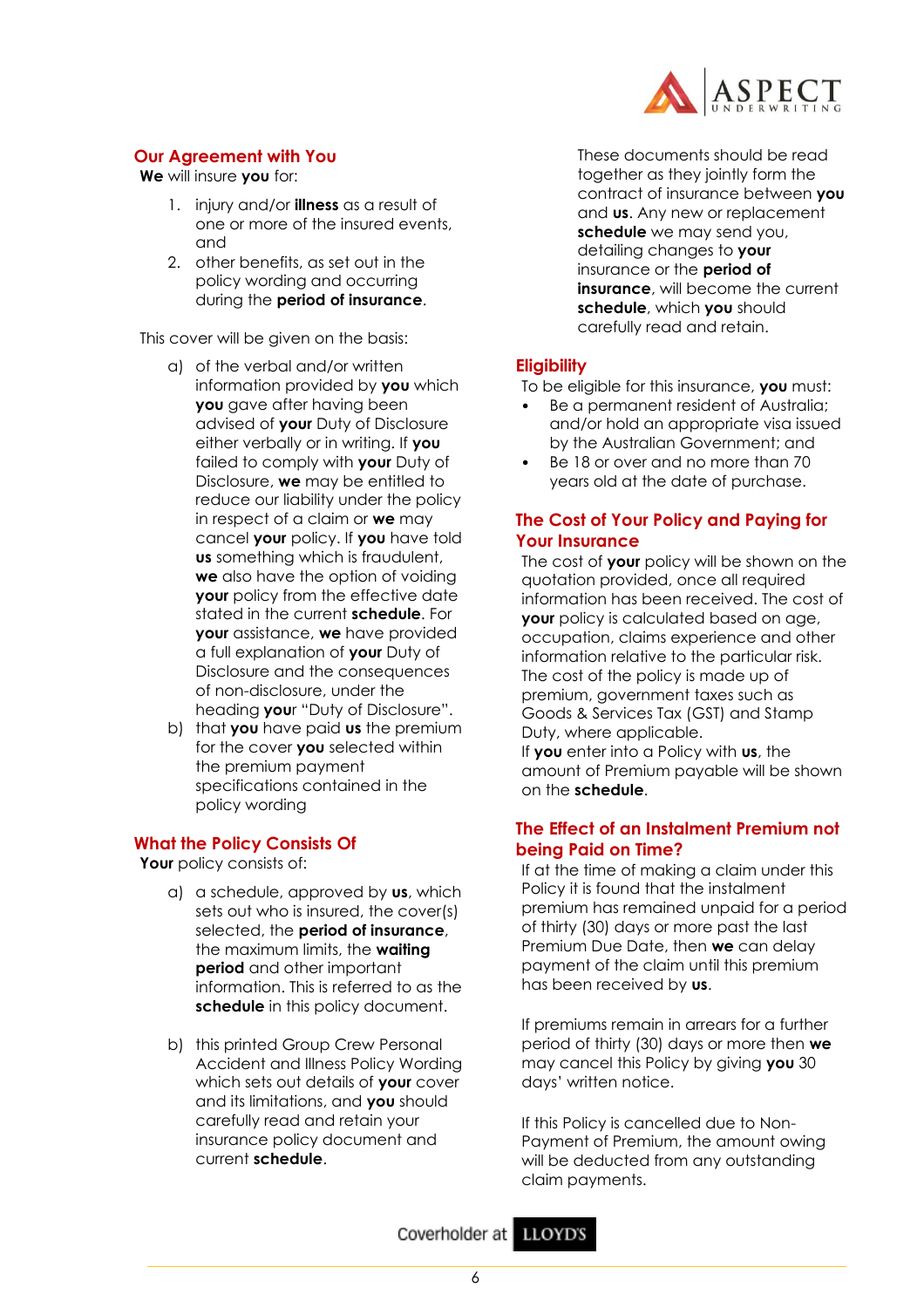## Our Agreement with You

**We** will insure **you** for:

1. injury and/or **illness** as a result of one or more of the insured events, and
2. other benefits, as set out in the policy wording and occurring during the **period of insurance**.

This cover will be given on the basis:

a) of the verbal and/or written information provided by **you** which **you** gave after having been advised of **your** Duty of Disclosure either verbally or in writing. If **you** failed to comply with **your** Duty of Disclosure, **we** may be entitled to reduce our liability under the policy in respect of a claim or **we** may cancel **your** policy. If **you** have told **us** something which is fraudulent, **we** also have the option of voiding **your** policy from the effective date stated in the current **schedule**. For **your** assistance, **we** have provided a full explanation of **your** Duty of Disclosure and the consequences of non-disclosure, under the heading **your** "Duty of Disclosure".

b) that **you** have paid **us** the premium for the cover **you** selected within the premium payment specifications contained in the policy wording

## What the Policy Consists Of

**Your** policy consists of:

a) a schedule, approved by **us**, which sets out who is insured, the cover(s) selected, the **period of insurance**, the maximum limits, the **waiting period** and other important information. This is referred to as the **schedule** in this policy document.

b) this printed Group Crew Personal Accident and Illness Policy Wording which sets out details of **your** cover and its limitations, and **you** should carefully read and retain your insurance policy document and current **schedule**.

These documents should be read together as they jointly form the contract of insurance between **you** and **us**. Any new or replacement **schedule** we may send you, detailing changes to **your** insurance or the **period of insurance**, will become the current **schedule**, which **you** should carefully read and retain.

## Eligibility

To be eligible for this insurance, **you** must:

- Be a permanent resident of Australia; and/or hold an appropriate visa issued by the Australian Government; and
- Be 18 or over and no more than 70 years old at the date of purchase.

## The Cost of Your Policy and Paying for Your Insurance

The cost of **your** policy will be shown on the quotation provided, once all required information has been received. The cost of **your** policy is calculated based on age, occupation, claims experience and other information relative to the particular risk. The cost of the policy is made up of premium, government taxes such as Goods & Services Tax (GST) and Stamp Duty, where applicable.

If **you** enter into a Policy with **us**, the amount of Premium payable will be shown on the **schedule**.

## The Effect of an Instalment Premium not being Paid on Time?

If at the time of making a claim under this Policy it is found that the instalment premium has remained unpaid for a period of thirty (30) days or more past the last Premium Due Date, then **we** can delay payment of the claim until this premium has been received by **us**.

If premiums remain in arrears for a further period of thirty (30) days or more then **we** may cancel this Policy by giving **you** 30 days' written notice.

If this Policy is cancelled due to Non-Payment of Premium, the amount owing will be deducted from any outstanding claim payments.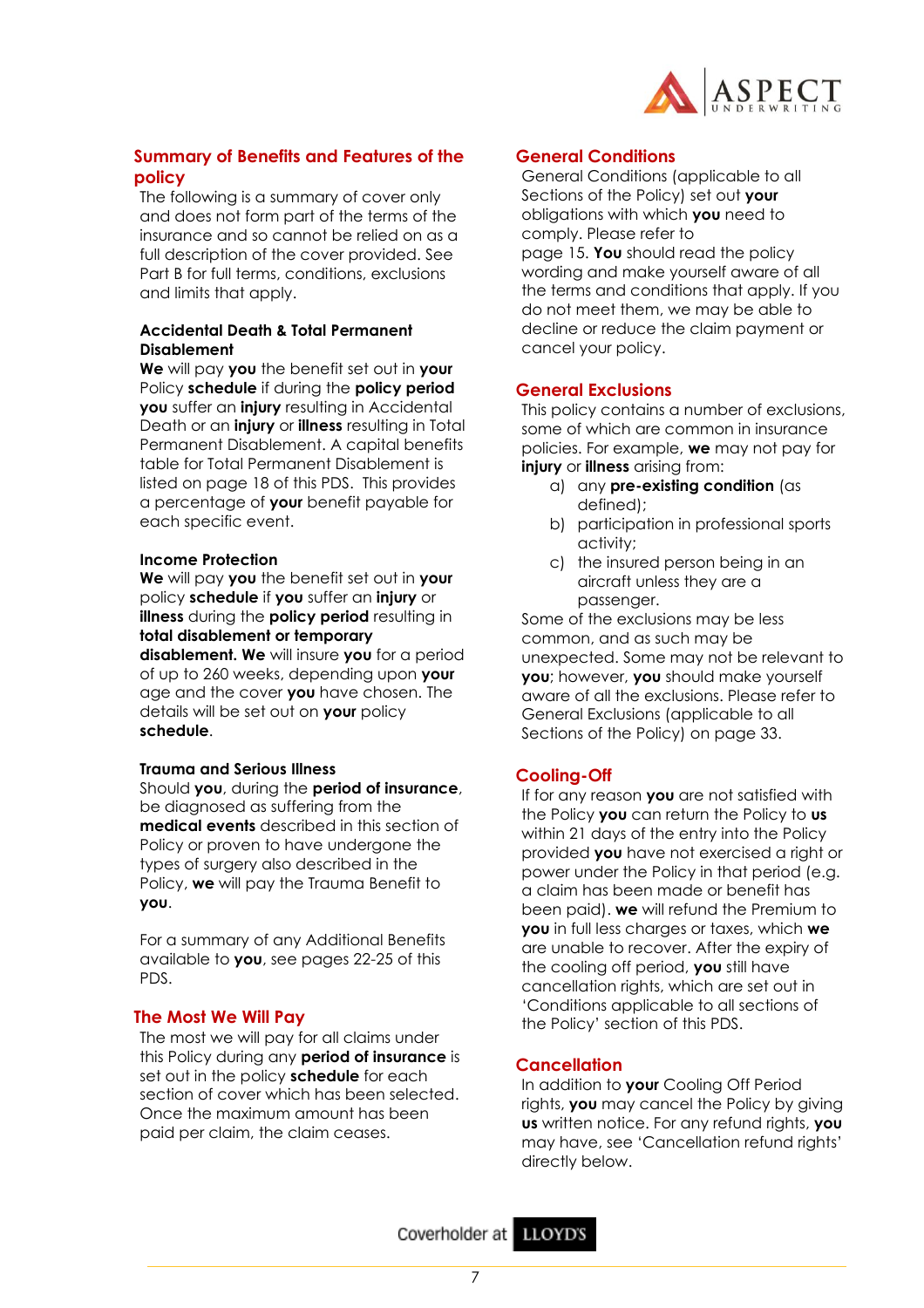## Summary of Benefits and Features of the policy

The following is a summary of cover only and does not form part of the terms of the insurance and so cannot be relied on as a full description of the cover provided. See Part B for full terms, conditions, exclusions and limits that apply.

### Accidental Death & Total Permanent Disablement

**We** will pay **you** the benefit set out in **your** Policy **schedule** if during the **policy period** **you** suffer an **injury** resulting in Accidental Death or an **injury** or **illness** resulting in Total Permanent Disablement. A capital benefits table for Total Permanent Disablement is listed on page 18 of this PDS. This provides a percentage of **your** benefit payable for each specific event.

### Income Protection

**We** will pay **you** the benefit set out in **your** policy **schedule** if **you** suffer an **injury** or **illness** during the **policy period** resulting in **total disablement or temporary disablement. We** will insure **you** for a period of up to 260 weeks, depending upon **your** age and the cover **you** have chosen. The details will be set out on **your** policy **schedule**.

### Trauma and Serious Illness

Should **you**, during the **period of insurance**, be diagnosed as suffering from the **medical events** described in this section of Policy or proven to have undergone the types of surgery also described in the Policy, **we** will pay the Trauma Benefit to **you**.

For a summary of any Additional Benefits available to **you**, see pages 22-25 of this PDS.

## The Most We Will Pay

The most we will pay for all claims under this Policy during any **period of insurance** is set out in the policy **schedule** for each section of cover which has been selected. Once the maximum amount has been paid per claim, the claim ceases.

## General Conditions

General Conditions (applicable to all Sections of the Policy) set out **your** obligations with which **you** need to comply. Please refer to page 15. **You** should read the policy wording and make yourself aware of all the terms and conditions that apply. If you do not meet them, we may be able to decline or reduce the claim payment or cancel your policy.

## General Exclusions

This policy contains a number of exclusions, some of which are common in insurance policies. For example, **we** may not pay for **injury** or **illness** arising from:

a) any **pre-existing condition** (as defined);
b) participation in professional sports activity;
c) the insured person being in an aircraft unless they are a passenger.

Some of the exclusions may be less common, and as such may be unexpected. Some may not be relevant to **you**; however, **you** should make yourself aware of all the exclusions. Please refer to General Exclusions (applicable to all Sections of the Policy) on page 33.

## Cooling-Off

If for any reason **you** are not satisfied with the Policy **you** can return the Policy to **us** within 21 days of the entry into the Policy provided **you** have not exercised a right or power under the Policy in that period (e.g. a claim has been made or benefit has been paid). **we** will refund the Premium to **you** in full less charges or taxes, which **we** are unable to recover. After the expiry of the cooling off period, **you** still have cancellation rights, which are set out in 'Conditions applicable to all sections of the Policy' section of this PDS.

## Cancellation

In addition to **your** Cooling Off Period rights, **you** may cancel the Policy by giving **us** written notice. For any refund rights, **you** may have, see 'Cancellation refund rights' directly below.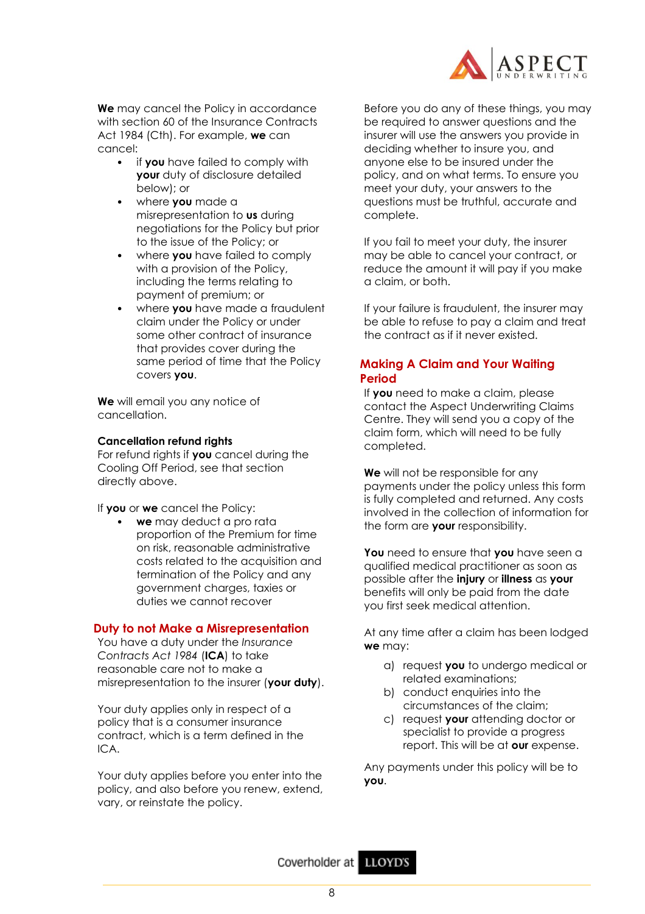**We** may cancel the Policy in accordance with section 60 of the Insurance Contracts Act 1984 (Cth). For example, **we** can cancel:

- if **you** have failed to comply with **your** duty of disclosure detailed below); or
- where **you** made a misrepresentation to **us** during negotiations for the Policy but prior to the issue of the Policy; or
- where **you** have failed to comply with a provision of the Policy, including the terms relating to payment of premium; or
- where **you** have made a fraudulent claim under the Policy or under some other contract of insurance that provides cover during the same period of time that the Policy covers **you**.

**We** will email you any notice of cancellation.

**Cancellation refund rights**

For refund rights if **you** cancel during the Cooling Off Period, see that section directly above.

If **you** or **we** cancel the Policy:

- **we** may deduct a pro rata proportion of the Premium for time on risk, reasonable administrative costs related to the acquisition and termination of the Policy and any government charges, taxies or duties we cannot recover

## Duty to not Make a Misrepresentation

You have a duty under the *Insurance Contracts Act 1984* (**ICA**) to take reasonable care not to make a misrepresentation to the insurer (**your duty**).

Your duty applies only in respect of a policy that is a consumer insurance contract, which is a term defined in the ICA.

Your duty applies before you enter into the policy, and also before you renew, extend, vary, or reinstate the policy.

Before you do any of these things, you may be required to answer questions and the insurer will use the answers you provide in deciding whether to insure you, and anyone else to be insured under the policy, and on what terms. To ensure you meet your duty, your answers to the questions must be truthful, accurate and complete.

If you fail to meet your duty, the insurer may be able to cancel your contract, or reduce the amount it will pay if you make a claim, or both.

If your failure is fraudulent, the insurer may be able to refuse to pay a claim and treat the contract as if it never existed.

## Making A Claim and Your Waiting Period

If **you** need to make a claim, please contact the Aspect Underwriting Claims Centre. They will send you a copy of the claim form, which will need to be fully completed.

**We** will not be responsible for any payments under the policy unless this form is fully completed and returned. Any costs involved in the collection of information for the form are **your** responsibility.

**You** need to ensure that **you** have seen a qualified medical practitioner as soon as possible after the **injury** or **illness** as **your** benefits will only be paid from the date you first seek medical attention.

At any time after a claim has been lodged **we** may:

a) request **you** to undergo medical or related examinations;
b) conduct enquiries into the circumstances of the claim;
c) request **your** attending doctor or specialist to provide a progress report. This will be at **our** expense.

Any payments under this policy will be to **you**.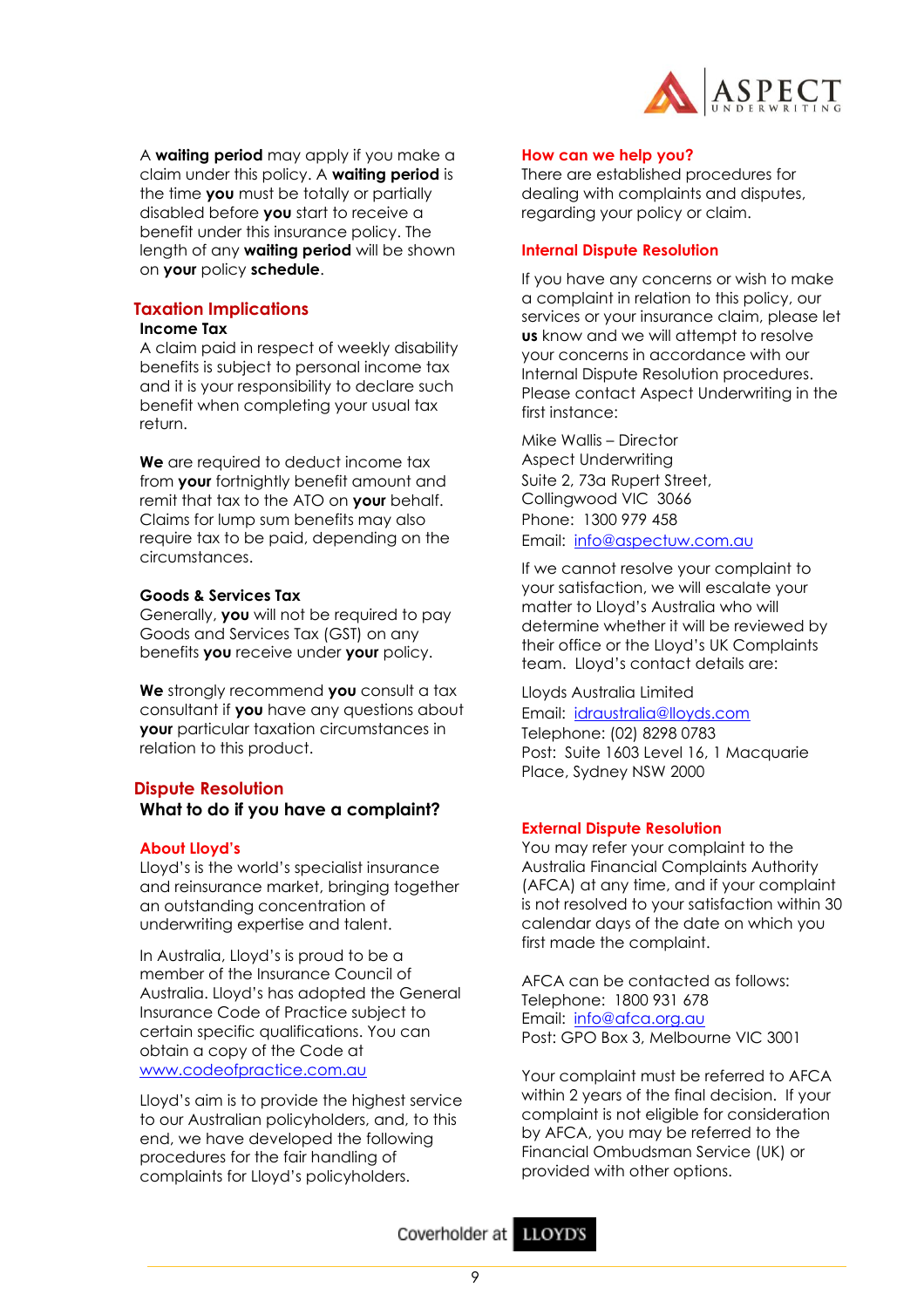A **waiting period** may apply if you make a claim under this policy. A **waiting period** is the time **you** must be totally or partially disabled before **you** start to receive a benefit under this insurance policy. The length of any **waiting period** will be shown on **your** policy **schedule**.

## Taxation Implications

**Income Tax**

A claim paid in respect of weekly disability benefits is subject to personal income tax and it is your responsibility to declare such benefit when completing your usual tax return.

**We** are required to deduct income tax from **your** fortnightly benefit amount and remit that tax to the ATO on **your** behalf. Claims for lump sum benefits may also require tax to be paid, depending on the circumstances.

**Goods & Services Tax**

Generally, **you** will not be required to pay Goods and Services Tax (GST) on any benefits **you** receive under **your** policy.

**We** strongly recommend **you** consult a tax consultant if **you** have any questions about **your** particular taxation circumstances in relation to this product.

## Dispute Resolution

**What to do if you have a complaint?**

### About Lloyd's

Lloyd's is the world's specialist insurance and reinsurance market, bringing together an outstanding concentration of underwriting expertise and talent.

In Australia, Lloyd's is proud to be a member of the Insurance Council of Australia. Lloyd's has adopted the General Insurance Code of Practice subject to certain specific qualifications. You can obtain a copy of the Code at www.codeofpractice.com.au

Lloyd's aim is to provide the highest service to our Australian policyholders, and, to this end, we have developed the following procedures for the fair handling of complaints for Lloyd's policyholders.

### How can we help you?

There are established procedures for dealing with complaints and disputes, regarding your policy or claim.

### Internal Dispute Resolution

If you have any concerns or wish to make a complaint in relation to this policy, our services or your insurance claim, please let **us** know and we will attempt to resolve your concerns in accordance with our Internal Dispute Resolution procedures. Please contact Aspect Underwriting in the first instance:

Mike Wallis – Director
Aspect Underwriting
Suite 2, 73a Rupert Street,
Collingwood VIC 3066
Phone: 1300 979 458
Email: info@aspectuw.com.au

If we cannot resolve your complaint to your satisfaction, we will escalate your matter to Lloyd's Australia who will determine whether it will be reviewed by their office or the Lloyd's UK Complaints team. Lloyd's contact details are:

Lloyds Australia Limited
Email: idraustralia@lloyds.com
Telephone: (02) 8298 0783
Post: Suite 1603 Level 16, 1 Macquarie Place, Sydney NSW 2000

### External Dispute Resolution

You may refer your complaint to the Australia Financial Complaints Authority (AFCA) at any time, and if your complaint is not resolved to your satisfaction within 30 calendar days of the date on which you first made the complaint.

AFCA can be contacted as follows:
Telephone: 1800 931 678
Email: info@afca.org.au
Post: GPO Box 3, Melbourne VIC 3001

Your complaint must be referred to AFCA within 2 years of the final decision. If your complaint is not eligible for consideration by AFCA, you may be referred to the Financial Ombudsman Service (UK) or provided with other options.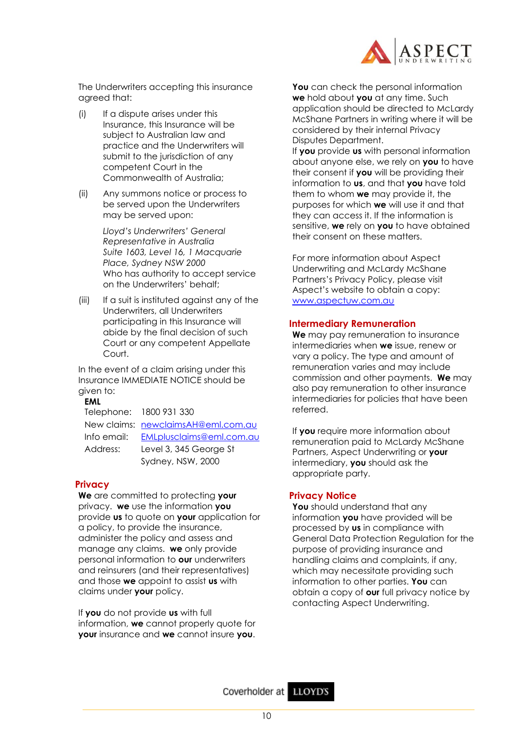The Underwriters accepting this insurance agreed that:

(i) If a dispute arises under this Insurance, this Insurance will be subject to Australian law and practice and the Underwriters will submit to the jurisdiction of any competent Court in the Commonwealth of Australia;

(ii) Any summons notice or process to be served upon the Underwriters may be served upon:

*Lloyd's Underwriters' General Representative in Australia*
*Suite 1603, Level 16, 1 Macquarie Place, Sydney NSW 2000*
Who has authority to accept service on the Underwriters' behalf;

(iii) If a suit is instituted against any of the Underwriters, all Underwriters participating in this Insurance will abide by the final decision of such Court or any competent Appellate Court.

In the event of a claim arising under this Insurance IMMEDIATE NOTICE should be given to:

**EML**

| | |
|---|---|
| Telephone: | 1800 931 330 |
| New claims: | newclaimsAH@eml.com.au |
| Info email: | EMLplusclaims@eml.com.au |
| Address: | Level 3, 345 George St Sydney, NSW, 2000 |

## Privacy

**We** are committed to protecting **your** privacy. **we** use the information **you** provide **us** to quote on **your** application for a policy, to provide the insurance, administer the policy and assess and manage any claims. **we** only provide personal information to **our** underwriters and reinsurers (and their representatives) and those **we** appoint to assist **us** with claims under **your** policy.

If **you** do not provide **us** with full information, **we** cannot properly quote for **your** insurance and **we** cannot insure **you**.

**You** can check the personal information **we** hold about **you** at any time. Such application should be directed to McLardy McShane Partners in writing where it will be considered by their internal Privacy Disputes Department.

If **you** provide **us** with personal information about anyone else, we rely on **you** to have their consent if **you** will be providing their information to **us**, and that **you** have told them to whom **we** may provide it, the purposes for which **we** will use it and that they can access it. If the information is sensitive, **we** rely on **you** to have obtained their consent on these matters.

For more information about Aspect Underwriting and McLardy McShane Partners's Privacy Policy, please visit Aspect's website to obtain a copy: www.aspectuw.com.au

## Intermediary Remuneration

**We** may pay remuneration to insurance intermediaries when **we** issue, renew or vary a policy. The type and amount of remuneration varies and may include commission and other payments. **We** may also pay remuneration to other insurance intermediaries for policies that have been referred.

If **you** require more information about remuneration paid to McLardy McShane Partners, Aspect Underwriting or **your** intermediary, **you** should ask the appropriate party.

## Privacy Notice

**You** should understand that any information **you** have provided will be processed by **us** in compliance with General Data Protection Regulation for the purpose of providing insurance and handling claims and complaints, if any, which may necessitate providing such information to other parties. **You** can obtain a copy of **our** full privacy notice by contacting Aspect Underwriting.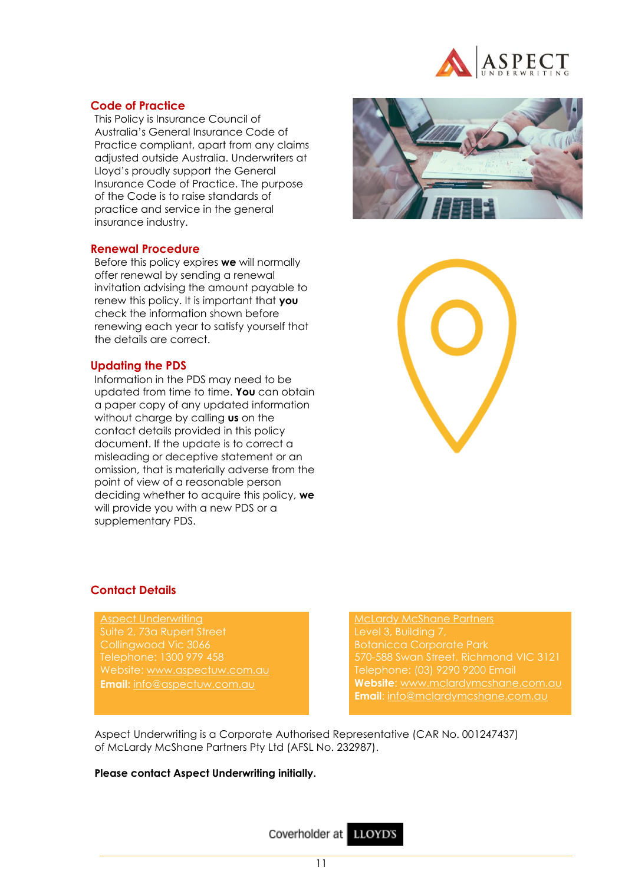## Code of Practice

This Policy is Insurance Council of Australia's General Insurance Code of Practice compliant, apart from any claims adjusted outside Australia. Underwriters at Lloyd's proudly support the General Insurance Code of Practice. The purpose of the Code is to raise standards of practice and service in the general insurance industry.

## Renewal Procedure

Before this policy expires **we** will normally offer renewal by sending a renewal invitation advising the amount payable to renew this policy. It is important that **you** check the information shown before renewing each year to satisfy yourself that the details are correct.

## Updating the PDS

Information in the PDS may need to be updated from time to time. **You** can obtain a paper copy of any updated information without charge by calling **us** on the contact details provided in this policy document. If the update is to correct a misleading or deceptive statement or an omission, that is materially adverse from the point of view of a reasonable person deciding whether to acquire this policy, **we** will provide you with a new PDS or a supplementary PDS.

## Contact Details

Aspect Underwriting
Suite 2, 73a Rupert Street
Collingwood Vic 3066
Telephone: 1300 979 458
Website: www.aspectuw.com.au
**Email:** info@aspectuw.com.au

McLardy McShane Partners
Level 3, Building 7,
Botanicca Corporate Park
570-588 Swan Street. Richmond VIC 3121
Telephone: (03) 9290 9200 Email
**Website**: www.mclardymcshane.com.au
**Email**: info@mclardymcshane.com.au

Aspect Underwriting is a Corporate Authorised Representative (CAR No. 001247437) of McLardy McShane Partners Pty Ltd (AFSL No. 232987).

**Please contact Aspect Underwriting initially.**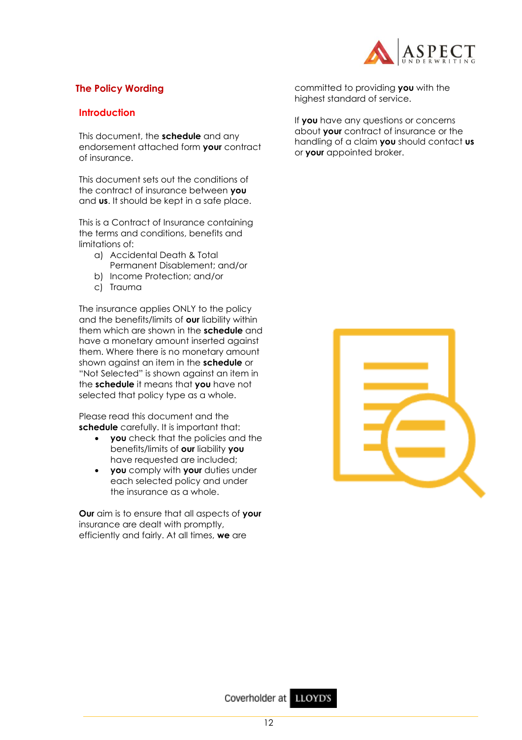# The Policy Wording

## Introduction

This document, the **schedule** and any endorsement attached form **your** contract of insurance.

This document sets out the conditions of the contract of insurance between **you** and **us**. It should be kept in a safe place.

This is a Contract of Insurance containing the terms and conditions, benefits and limitations of:

a) Accidental Death & Total Permanent Disablement; and/or
b) Income Protection; and/or
c) Trauma

The insurance applies ONLY to the policy and the benefits/limits of **our** liability within them which are shown in the **schedule** and have a monetary amount inserted against them. Where there is no monetary amount shown against an item in the **schedule** or "Not Selected" is shown against an item in the **schedule** it means that **you** have not selected that policy type as a whole.

Please read this document and the **schedule** carefully. It is important that:

- **you** check that the policies and the benefits/limits of **our** liability **you** have requested are included;
- **you** comply with **your** duties under each selected policy and under the insurance as a whole.

**Our** aim is to ensure that all aspects of **your** insurance are dealt with promptly, efficiently and fairly. At all times, **we** are committed to providing **you** with the highest standard of service.

If **you** have any questions or concerns about **your** contract of insurance or the handling of a claim **you** should contact **us** or **your** appointed broker.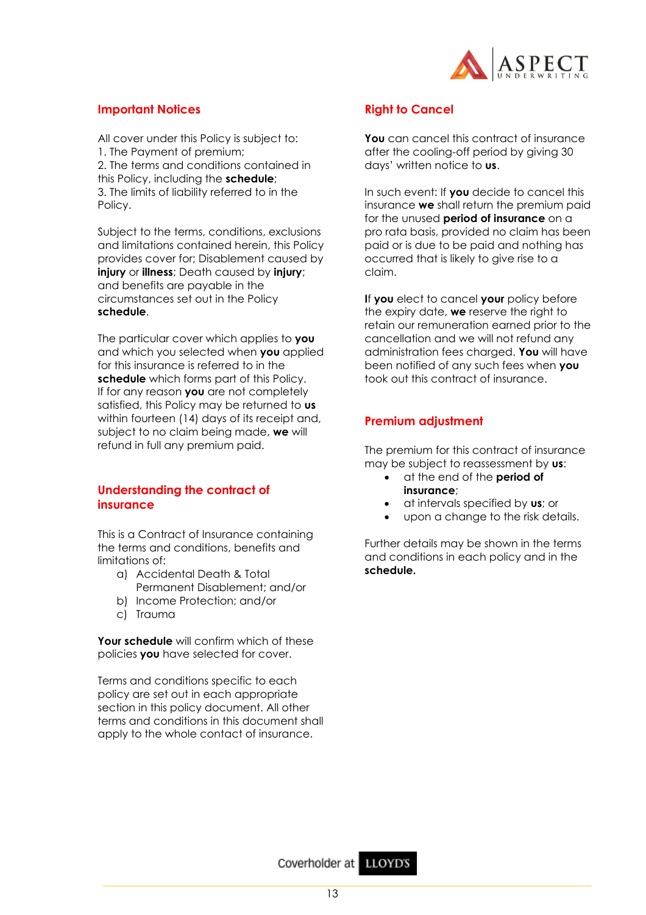## Important Notices

All cover under this Policy is subject to:
1. The Payment of premium;
2. The terms and conditions contained in this Policy, including the **schedule**;
3. The limits of liability referred to in the Policy.

Subject to the terms, conditions, exclusions and limitations contained herein, this Policy provides cover for; Disablement caused by **injury** or **illness**; Death caused by **injury**; and benefits are payable in the circumstances set out in the Policy **schedule**.

The particular cover which applies to **you** and which you selected when **you** applied for this insurance is referred to in the **schedule** which forms part of this Policy. If for any reason **you** are not completely satisfied, this Policy may be returned to **us** within fourteen (14) days of its receipt and, subject to no claim being made, **we** will refund in full any premium paid.

## Understanding the contract of insurance

This is a Contract of Insurance containing the terms and conditions, benefits and limitations of:

a) Accidental Death & Total Permanent Disablement; and/or
b) Income Protection; and/or
c) Trauma

**Your schedule** will confirm which of these policies **you** have selected for cover.

Terms and conditions specific to each policy are set out in each appropriate section in this policy document. All other terms and conditions in this document shall apply to the whole contact of insurance.

## Right to Cancel

**You** can cancel this contract of insurance after the cooling-off period by giving 30 days' written notice to **us**.

In such event: If **you** decide to cancel this insurance **we** shall return the premium paid for the unused **period of insurance** on a pro rata basis, provided no claim has been paid or is due to be paid and nothing has occurred that is likely to give rise to a claim.

**If you** elect to cancel **your** policy before the expiry date, **we** reserve the right to retain our remuneration earned prior to the cancellation and we will not refund any administration fees charged. **You** will have been notified of any such fees when **you** took out this contract of insurance.

## Premium adjustment

The premium for this contract of insurance may be subject to reassessment by **us**:

- at the end of the **period of insurance**;
- at intervals specified by **us**; or
- upon a change to the risk details.

Further details may be shown in the terms and conditions in each policy and in the **schedule.**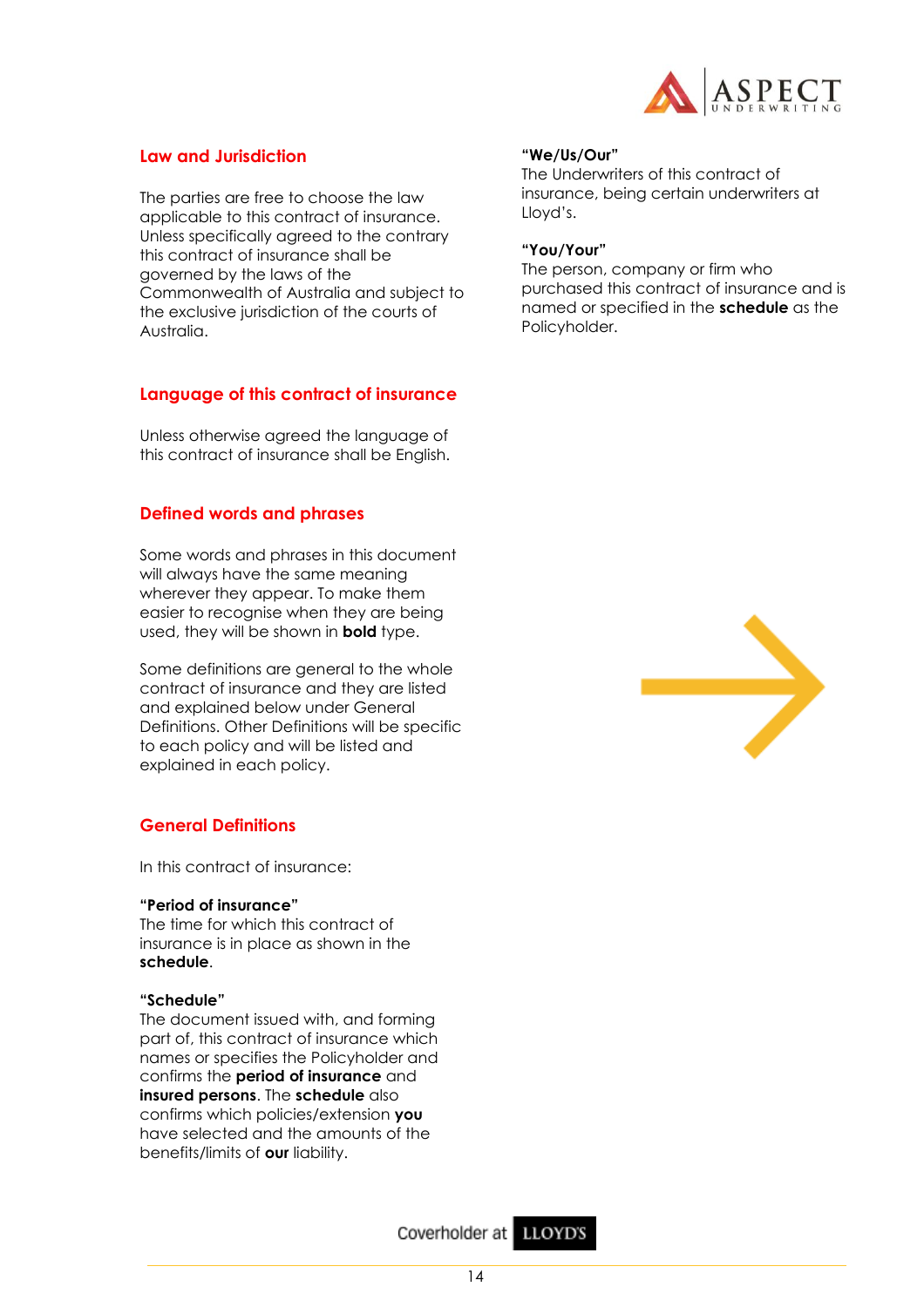## Law and Jurisdiction

The parties are free to choose the law applicable to this contract of insurance. Unless specifically agreed to the contrary this contract of insurance shall be governed by the laws of the Commonwealth of Australia and subject to the exclusive jurisdiction of the courts of Australia.

## Language of this contract of insurance

Unless otherwise agreed the language of this contract of insurance shall be English.

## Defined words and phrases

Some words and phrases in this document will always have the same meaning wherever they appear. To make them easier to recognise when they are being used, they will be shown in **bold** type.

Some definitions are general to the whole contract of insurance and they are listed and explained below under General Definitions. Other Definitions will be specific to each policy and will be listed and explained in each policy.

## General Definitions

In this contract of insurance:

**"Period of insurance"**
The time for which this contract of insurance is in place as shown in the **schedule**.

**"Schedule"**
The document issued with, and forming part of, this contract of insurance which names or specifies the Policyholder and confirms the **period of insurance** and **insured persons**. The **schedule** also confirms which policies/extension **you** have selected and the amounts of the benefits/limits of **our** liability.

**"We/Us/Our"**
The Underwriters of this contract of insurance, being certain underwriters at Lloyd's.

**"You/Your"**
The person, company or firm who purchased this contract of insurance and is named or specified in the **schedule** as the Policyholder.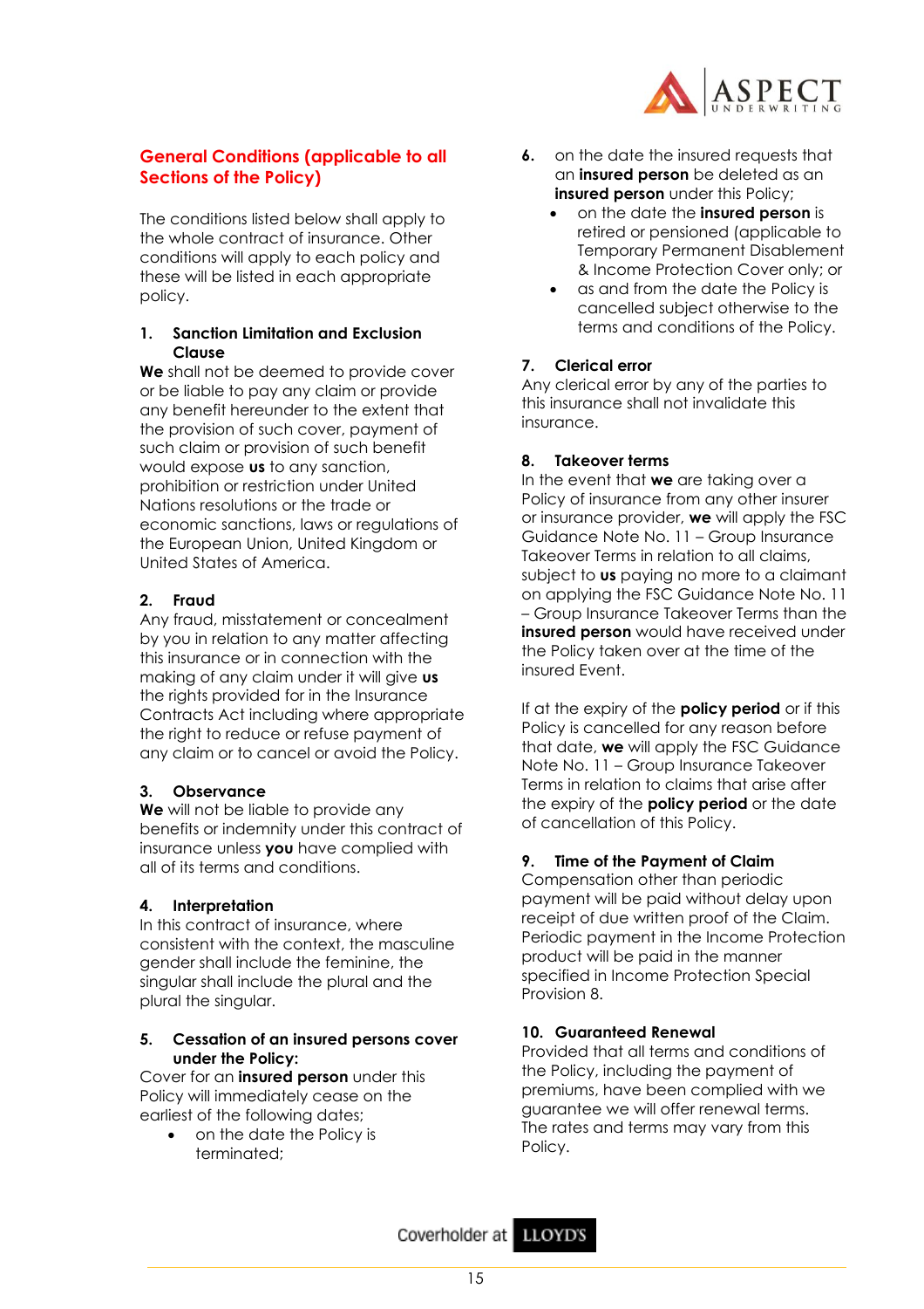## General Conditions (applicable to all Sections of the Policy)

The conditions listed below shall apply to the whole contract of insurance. Other conditions will apply to each policy and these will be listed in each appropriate policy.

### 1. Sanction Limitation and Exclusion Clause

**We** shall not be deemed to provide cover or be liable to pay any claim or provide any benefit hereunder to the extent that the provision of such cover, payment of such claim or provision of such benefit would expose **us** to any sanction, prohibition or restriction under United Nations resolutions or the trade or economic sanctions, laws or regulations of the European Union, United Kingdom or United States of America.

### 2. Fraud

Any fraud, misstatement or concealment by you in relation to any matter affecting this insurance or in connection with the making of any claim under it will give **us** the rights provided for in the Insurance Contracts Act including where appropriate the right to reduce or refuse payment of any claim or to cancel or avoid the Policy.

### 3. Observance

**We** will not be liable to provide any benefits or indemnity under this contract of insurance unless **you** have complied with all of its terms and conditions.

### 4. Interpretation

In this contract of insurance, where consistent with the context, the masculine gender shall include the feminine, the singular shall include the plural and the plural the singular.

### 5. Cessation of an insured persons cover under the Policy:

Cover for an **insured person** under this Policy will immediately cease on the earliest of the following dates;

- on the date the Policy is terminated;

### 6.

on the date the insured requests that an **insured person** be deleted as an **insured person** under this Policy;

- on the date the **insured person** is retired or pensioned (applicable to Temporary Permanent Disablement & Income Protection Cover only; or
- as and from the date the Policy is cancelled subject otherwise to the terms and conditions of the Policy.

### 7. Clerical error

Any clerical error by any of the parties to this insurance shall not invalidate this insurance.

### 8. Takeover terms

In the event that **we** are taking over a Policy of insurance from any other insurer or insurance provider, **we** will apply the FSC Guidance Note No. 11 – Group Insurance Takeover Terms in relation to all claims, subject to **us** paying no more to a claimant on applying the FSC Guidance Note No. 11 – Group Insurance Takeover Terms than the **insured person** would have received under the Policy taken over at the time of the insured Event.

If at the expiry of the **policy period** or if this Policy is cancelled for any reason before that date, **we** will apply the FSC Guidance Note No. 11 – Group Insurance Takeover Terms in relation to claims that arise after the expiry of the **policy period** or the date of cancellation of this Policy.

### 9. Time of the Payment of Claim

Compensation other than periodic payment will be paid without delay upon receipt of due written proof of the Claim. Periodic payment in the Income Protection product will be paid in the manner specified in Income Protection Special Provision 8.

### 10. Guaranteed Renewal

Provided that all terms and conditions of the Policy, including the payment of premiums, have been complied with we guarantee we will offer renewal terms. The rates and terms may vary from this Policy.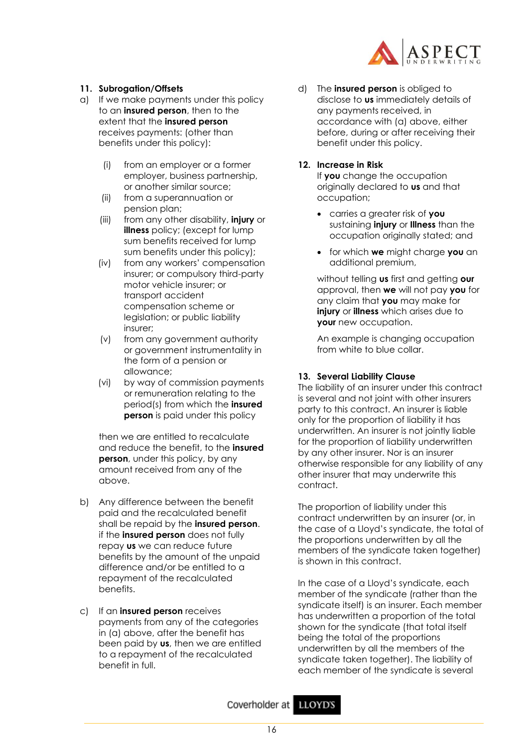### 11. Subrogation/Offsets

a) If we make payments under this policy to an **insured person**, then to the extent that the **insured person** receives payments: (other than benefits under this policy):

   (i) from an employer or a former employer, business partnership, or another similar source;
   (ii) from a superannuation or pension plan;
   (iii) from any other disability, **injury** or **illness** policy; (except for lump sum benefits received for lump sum benefits under this policy);
   (iv) from any workers' compensation insurer; or compulsory third-party motor vehicle insurer; or transport accident compensation scheme or legislation; or public liability insurer;
   (v) from any government authority or government instrumentality in the form of a pension or allowance;
   (vi) by way of commission payments or remuneration relating to the period(s) from which the **insured person** is paid under this policy

   then we are entitled to recalculate and reduce the benefit, to the **insured person**, under this policy, by any amount received from any of the above.

b) Any difference between the benefit paid and the recalculated benefit shall be repaid by the **insured person**. if the **insured person** does not fully repay **us** we can reduce future benefits by the amount of the unpaid difference and/or be entitled to a repayment of the recalculated benefits.

c) If an **insured person** receives payments from any of the categories in (a) above, after the benefit has been paid by **us**, then we are entitled to a repayment of the recalculated benefit in full.

d) The **insured person** is obliged to disclose to **us** immediately details of any payments received, in accordance with (a) above, either before, during or after receiving their benefit under this policy.

### 12. Increase in Risk

If **you** change the occupation originally declared to **us** and that occupation;

- carries a greater risk of **you** sustaining **injury** or **illness** than the occupation originally stated; and
- for which **we** might charge **you** an additional premium,

without telling **us** first and getting **our** approval, then **we** will not pay **you** for any claim that **you** may make for **injury** or **illness** which arises due to **your** new occupation.

An example is changing occupation from white to blue collar.

### 13. Several Liability Clause

The liability of an insurer under this contract is several and not joint with other insurers party to this contract. An insurer is liable only for the proportion of liability it has underwritten. An insurer is not jointly liable for the proportion of liability underwritten by any other insurer. Nor is an insurer otherwise responsible for any liability of any other insurer that may underwrite this contract.

The proportion of liability under this contract underwritten by an insurer (or, in the case of a Lloyd's syndicate, the total of the proportions underwritten by all the members of the syndicate taken together) is shown in this contract.

In the case of a Lloyd's syndicate, each member of the syndicate (rather than the syndicate itself) is an insurer. Each member has underwritten a proportion of the total shown for the syndicate (that total itself being the total of the proportions underwritten by all the members of the syndicate taken together). The liability of each member of the syndicate is several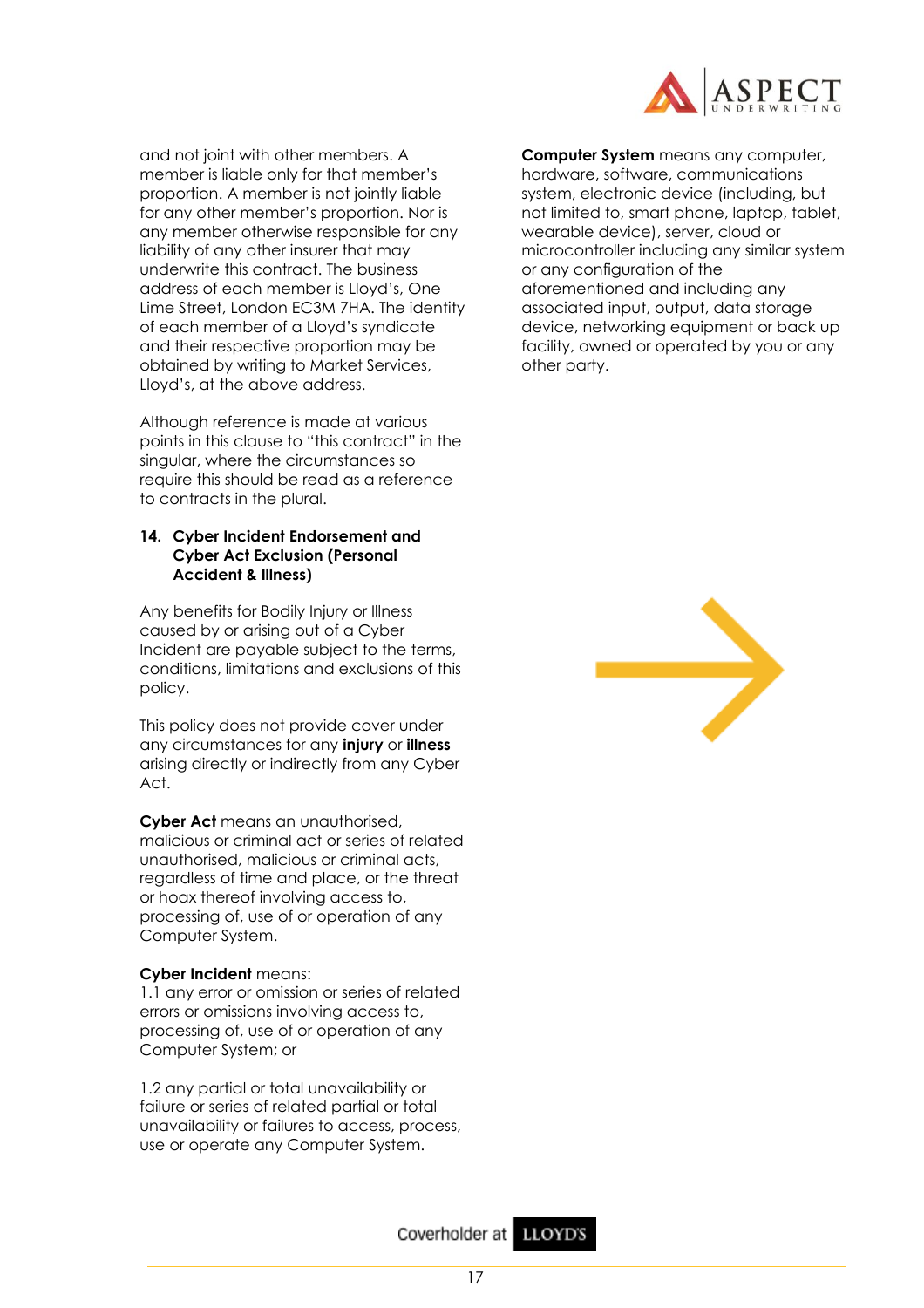and not joint with other members. A member is liable only for that member's proportion. A member is not jointly liable for any other member's proportion. Nor is any member otherwise responsible for any liability of any other insurer that may underwrite this contract. The business address of each member is Lloyd's, One Lime Street, London EC3M 7HA. The identity of each member of a Lloyd's syndicate and their respective proportion may be obtained by writing to Market Services, Lloyd's, at the above address.

Although reference is made at various points in this clause to "this contract" in the singular, where the circumstances so require this should be read as a reference to contracts in the plural.

## 14. Cyber Incident Endorsement and Cyber Act Exclusion (Personal Accident & Illness)

Any benefits for Bodily Injury or Illness caused by or arising out of a Cyber Incident are payable subject to the terms, conditions, limitations and exclusions of this policy.

This policy does not provide cover under any circumstances for any **injury** or **illness** arising directly or indirectly from any Cyber Act.

**Cyber Act** means an unauthorised, malicious or criminal act or series of related unauthorised, malicious or criminal acts, regardless of time and place, or the threat or hoax thereof involving access to, processing of, use of or operation of any Computer System.

**Cyber Incident** means:
1.1 any error or omission or series of related errors or omissions involving access to, processing of, use of or operation of any Computer System; or

1.2 any partial or total unavailability or failure or series of related partial or total unavailability or failures to access, process, use or operate any Computer System.

**Computer System** means any computer, hardware, software, communications system, electronic device (including, but not limited to, smart phone, laptop, tablet, wearable device), server, cloud or microcontroller including any similar system or any configuration of the aforementioned and including any associated input, output, data storage device, networking equipment or back up facility, owned or operated by you or any other party.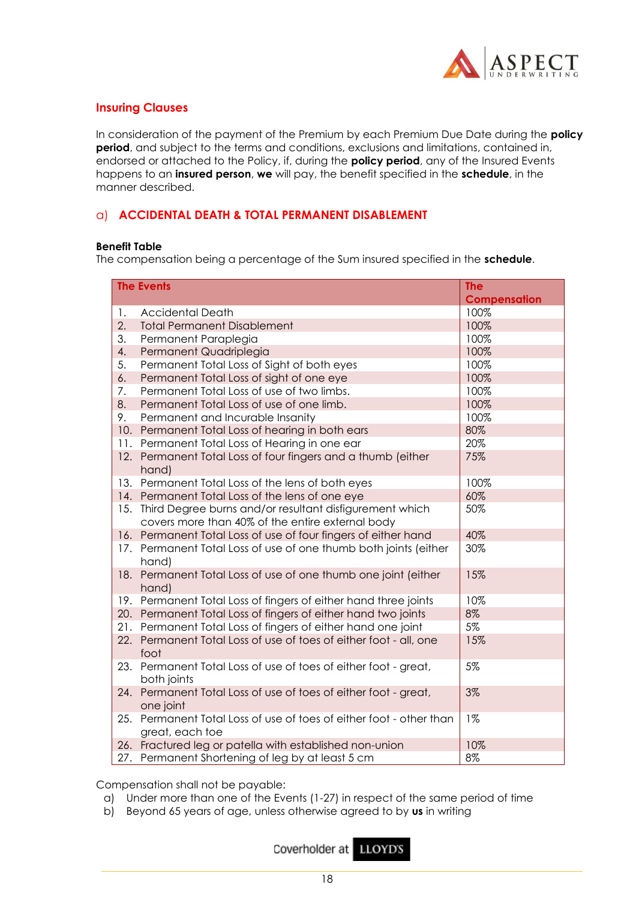## Insuring Clauses

In consideration of the payment of the Premium by each Premium Due Date during the **policy period**, and subject to the terms and conditions, exclusions and limitations, contained in, endorsed or attached to the Policy, if, during the **policy period**, any of the Insured Events happens to an **insured person**, **we** will pay, the benefit specified in the **schedule**, in the manner described.

### a) ACCIDENTAL DEATH & TOTAL PERMANENT DISABLEMENT

**Benefit Table**
The compensation being a percentage of the Sum insured specified in the **schedule**.

| The Events | The Compensation |
|---|---|
| 1. Accidental Death | 100% |
| 2. Total Permanent Disablement | 100% |
| 3. Permanent Paraplegia | 100% |
| 4. Permanent Quadriplegia | 100% |
| 5. Permanent Total Loss of Sight of both eyes | 100% |
| 6. Permanent Total Loss of sight of one eye | 100% |
| 7. Permanent Total Loss of use of two limbs. | 100% |
| 8. Permanent Total Loss of use of one limb. | 100% |
| 9. Permanent and Incurable Insanity | 100% |
| 10. Permanent Total Loss of hearing in both ears | 80% |
| 11. Permanent Total Loss of Hearing in one ear | 20% |
| 12. Permanent Total Loss of four fingers and a thumb (either hand) | 75% |
| 13. Permanent Total Loss of the lens of both eyes | 100% |
| 14. Permanent Total Loss of the lens of one eye | 60% |
| 15. Third Degree burns and/or resultant disfigurement which covers more than 40% of the entire external body | 50% |
| 16. Permanent Total Loss of use of four fingers of either hand | 40% |
| 17. Permanent Total Loss of use of one thumb both joints (either hand) | 30% |
| 18. Permanent Total Loss of use of one thumb one joint (either hand) | 15% |
| 19. Permanent Total Loss of fingers of either hand three joints | 10% |
| 20. Permanent Total Loss of fingers of either hand two joints | 8% |
| 21. Permanent Total Loss of fingers of either hand one joint | 5% |
| 22. Permanent Total Loss of use of toes of either foot - all, one foot | 15% |
| 23. Permanent Total Loss of use of toes of either foot - great, both joints | 5% |
| 24. Permanent Total Loss of use of toes of either foot - great, one joint | 3% |
| 25. Permanent Total Loss of use of toes of either foot - other than great, each toe | 1% |
| 26. Fractured leg or patella with established non-union | 10% |
| 27. Permanent Shortening of leg by at least 5 cm | 8% |

Compensation shall not be payable:

a) Under more than one of the Events (1-27) in respect of the same period of time
b) Beyond 65 years of age, unless otherwise agreed to by **us** in writing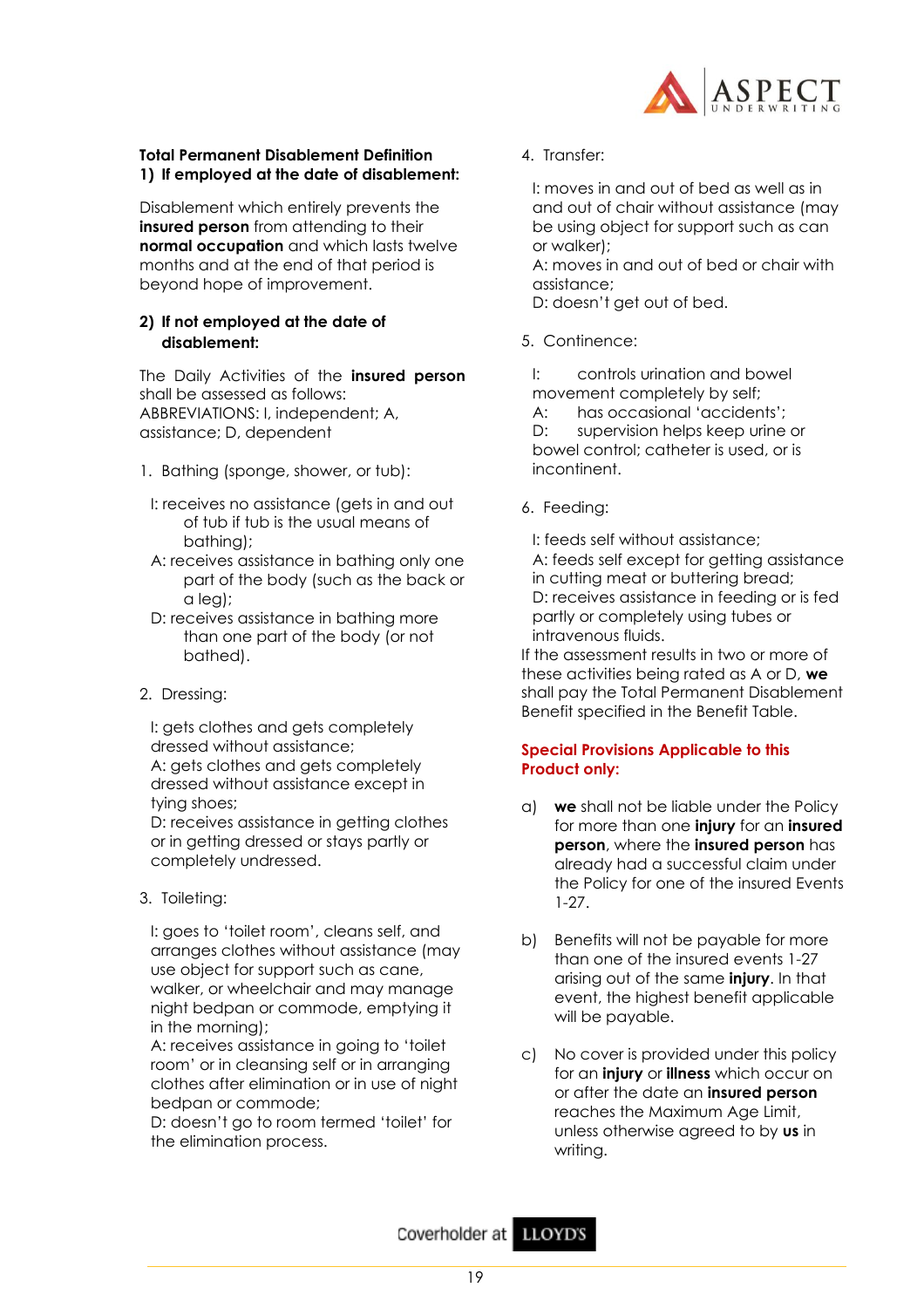**Total Permanent Disablement Definition**

**1) If employed at the date of disablement:**

Disablement which entirely prevents the **insured person** from attending to their **normal occupation** and which lasts twelve months and at the end of that period is beyond hope of improvement.

**2) If not employed at the date of disablement:**

The Daily Activities of the **insured person** shall be assessed as follows:
ABBREVIATIONS: I, independent; A, assistance; D, dependent

1. Bathing (sponge, shower, or tub):

   I: receives no assistance (gets in and out of tub if tub is the usual means of bathing);
   A: receives assistance in bathing only one part of the body (such as the back or a leg);
   D: receives assistance in bathing more than one part of the body (or not bathed).

2. Dressing:

   I: gets clothes and gets completely dressed without assistance;
   A: gets clothes and gets completely dressed without assistance except in tying shoes;
   D: receives assistance in getting clothes or in getting dressed or stays partly or completely undressed.

3. Toileting:

   I: goes to 'toilet room', cleans self, and arranges clothes without assistance (may use object for support such as cane, walker, or wheelchair and may manage night bedpan or commode, emptying it in the morning);
   A: receives assistance in going to 'toilet room' or in cleansing self or in arranging clothes after elimination or in use of night bedpan or commode;
   D: doesn't go to room termed 'toilet' for the elimination process.

4. Transfer:

   I: moves in and out of bed as well as in and out of chair without assistance (may be using object for support such as can or walker);
   A: moves in and out of bed or chair with assistance;
   D: doesn't get out of bed.

5. Continence:

   I: controls urination and bowel movement completely by self;
   A: has occasional 'accidents';
   D: supervision helps keep urine or bowel control; catheter is used, or is incontinent.

6. Feeding:

   I: feeds self without assistance;
   A: feeds self except for getting assistance in cutting meat or buttering bread;
   D: receives assistance in feeding or is fed partly or completely using tubes or intravenous fluids.

If the assessment results in two or more of these activities being rated as A or D, **we** shall pay the Total Permanent Disablement Benefit specified in the Benefit Table.

**Special Provisions Applicable to this Product only:**

a) **we** shall not be liable under the Policy for more than one **injury** for an **insured person**, where the **insured person** has already had a successful claim under the Policy for one of the insured Events 1-27.

b) Benefits will not be payable for more than one of the insured events 1-27 arising out of the same **injury**. In that event, the highest benefit applicable will be payable.

c) No cover is provided under this policy for an **injury** or **illness** which occur on or after the date an **insured person** reaches the Maximum Age Limit, unless otherwise agreed to by **us** in writing.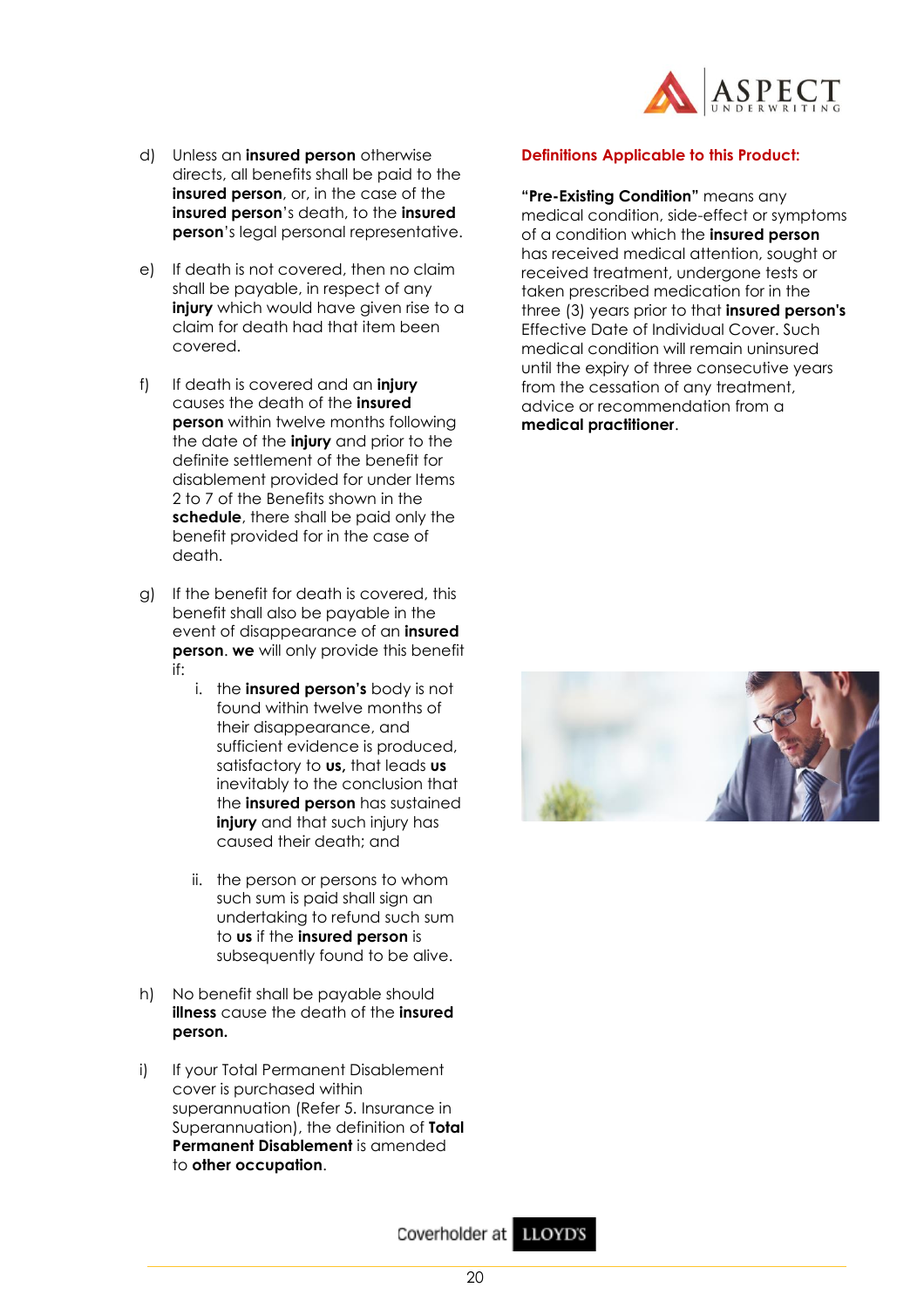d) Unless an **insured person** otherwise directs, all benefits shall be paid to the **insured person**, or, in the case of the **insured person**'s death, to the **insured person**'s legal personal representative.

e) If death is not covered, then no claim shall be payable, in respect of any **injury** which would have given rise to a claim for death had that item been covered.

f) If death is covered and an **injury** causes the death of the **insured person** within twelve months following the date of the **injury** and prior to the definite settlement of the benefit for disablement provided for under Items 2 to 7 of the Benefits shown in the **schedule**, there shall be paid only the benefit provided for in the case of death.

g) If the benefit for death is covered, this benefit shall also be payable in the event of disappearance of an **insured person**. **we** will only provide this benefit if:

   i. the **insured person's** body is not found within twelve months of their disappearance, and sufficient evidence is produced, satisfactory to **us,** that leads **us** inevitably to the conclusion that the **insured person** has sustained **injury** and that such injury has caused their death; and

   ii. the person or persons to whom such sum is paid shall sign an undertaking to refund such sum to **us** if the **insured person** is subsequently found to be alive.

h) No benefit shall be payable should **illness** cause the death of the **insured person.**

i) If your Total Permanent Disablement cover is purchased within superannuation (Refer 5. Insurance in Superannuation), the definition of **Total Permanent Disablement** is amended to **other occupation**.

## Definitions Applicable to this Product:

**"Pre-Existing Condition"** means any medical condition, side-effect or symptoms of a condition which the **insured person** has received medical attention, sought or received treatment, undergone tests or taken prescribed medication for in the three (3) years prior to that **insured person's** Effective Date of Individual Cover. Such medical condition will remain uninsured until the expiry of three consecutive years from the cessation of any treatment, advice or recommendation from a **medical practitioner**.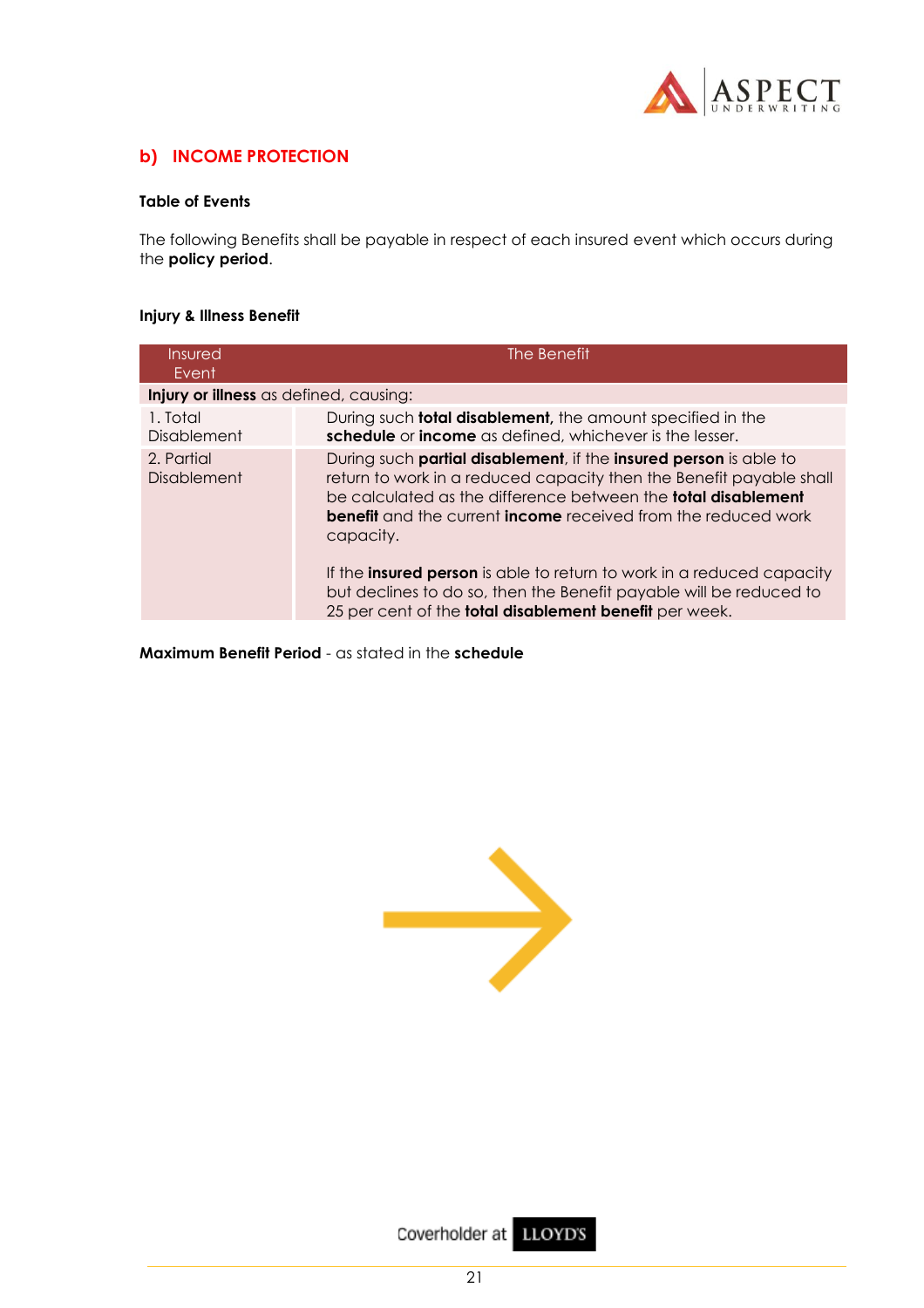## b) INCOME PROTECTION

### Table of Events

The following Benefits shall be payable in respect of each insured event which occurs during the **policy period**.

### Injury & Illness Benefit

| Insured Event | The Benefit |
|---|---|
| **Injury or illness** as defined, causing: | |
| 1. Total Disablement | During such **total disablement,** the amount specified in the **schedule** or **income** as defined, whichever is the lesser. |
| 2. Partial Disablement | During such **partial disablement**, if the **insured person** is able to return to work in a reduced capacity then the Benefit payable shall be calculated as the difference between the **total disablement benefit** and the current **income** received from the reduced work capacity.<br><br>If the **insured person** is able to return to work in a reduced capacity but declines to do so, then the Benefit payable will be reduced to 25 per cent of the **total disablement benefit** per week. |

**Maximum Benefit Period** - as stated in the **schedule**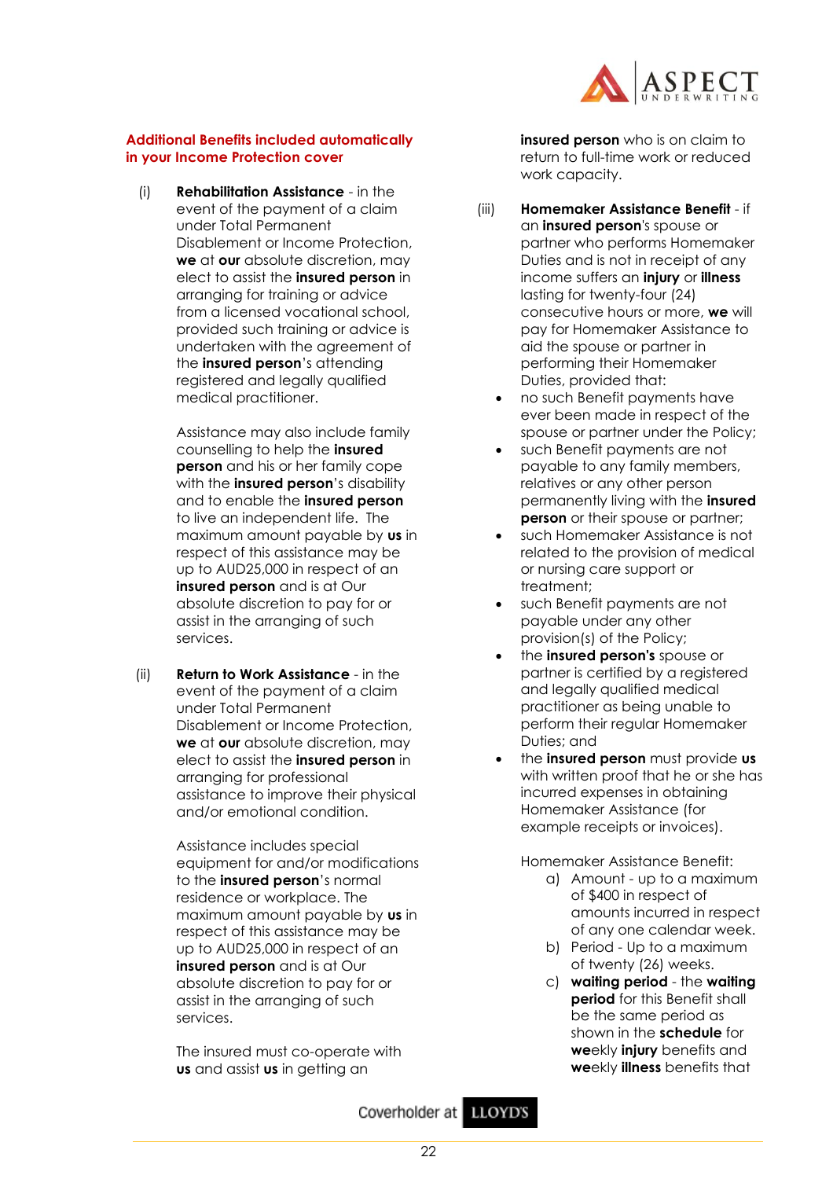## Additional Benefits included automatically in your Income Protection cover

(i) **Rehabilitation Assistance** - in the event of the payment of a claim under Total Permanent Disablement or Income Protection, **we** at **our** absolute discretion, may elect to assist the **insured person** in arranging for training or advice from a licensed vocational school, provided such training or advice is undertaken with the agreement of the **insured person**'s attending registered and legally qualified medical practitioner.

Assistance may also include family counselling to help the **insured person** and his or her family cope with the **insured person**'s disability and to enable the **insured person** to live an independent life. The maximum amount payable by **us** in respect of this assistance may be up to AUD25,000 in respect of an **insured person** and is at Our absolute discretion to pay for or assist in the arranging of such services.

(ii) **Return to Work Assistance** - in the event of the payment of a claim under Total Permanent Disablement or Income Protection, **we** at **our** absolute discretion, may elect to assist the **insured person** in arranging for professional assistance to improve their physical and/or emotional condition.

Assistance includes special equipment for and/or modifications to the **insured person**'s normal residence or workplace. The maximum amount payable by **us** in respect of this assistance may be up to AUD25,000 in respect of an **insured person** and is at Our absolute discretion to pay for or assist in the arranging of such services.

The insured must co-operate with **us** and assist **us** in getting an **insured person** who is on claim to return to full-time work or reduced work capacity.

(iii) **Homemaker Assistance Benefit** - if an **insured person**'s spouse or partner who performs Homemaker Duties and is not in receipt of any income suffers an **injury** or **illness** lasting for twenty-four (24) consecutive hours or more, **we** will pay for Homemaker Assistance to aid the spouse or partner in performing their Homemaker Duties, provided that:

- no such Benefit payments have ever been made in respect of the spouse or partner under the Policy;
- such Benefit payments are not payable to any family members, relatives or any other person permanently living with the **insured person** or their spouse or partner;
- such Homemaker Assistance is not related to the provision of medical or nursing care support or treatment;
- such Benefit payments are not payable under any other provision(s) of the Policy;
- the **insured person's** spouse or partner is certified by a registered and legally qualified medical practitioner as being unable to perform their regular Homemaker Duties; and
- the **insured person** must provide **us** with written proof that he or she has incurred expenses in obtaining Homemaker Assistance (for example receipts or invoices).

Homemaker Assistance Benefit:

a) Amount - up to a maximum of $400 in respect of amounts incurred in respect of any one calendar week.
b) Period - Up to a maximum of twenty (26) weeks.
c) **waiting period** - the **waiting period** for this Benefit shall be the same period as shown in the **schedule** for **we**ekly **injury** benefits and **we**ekly **illness** benefits that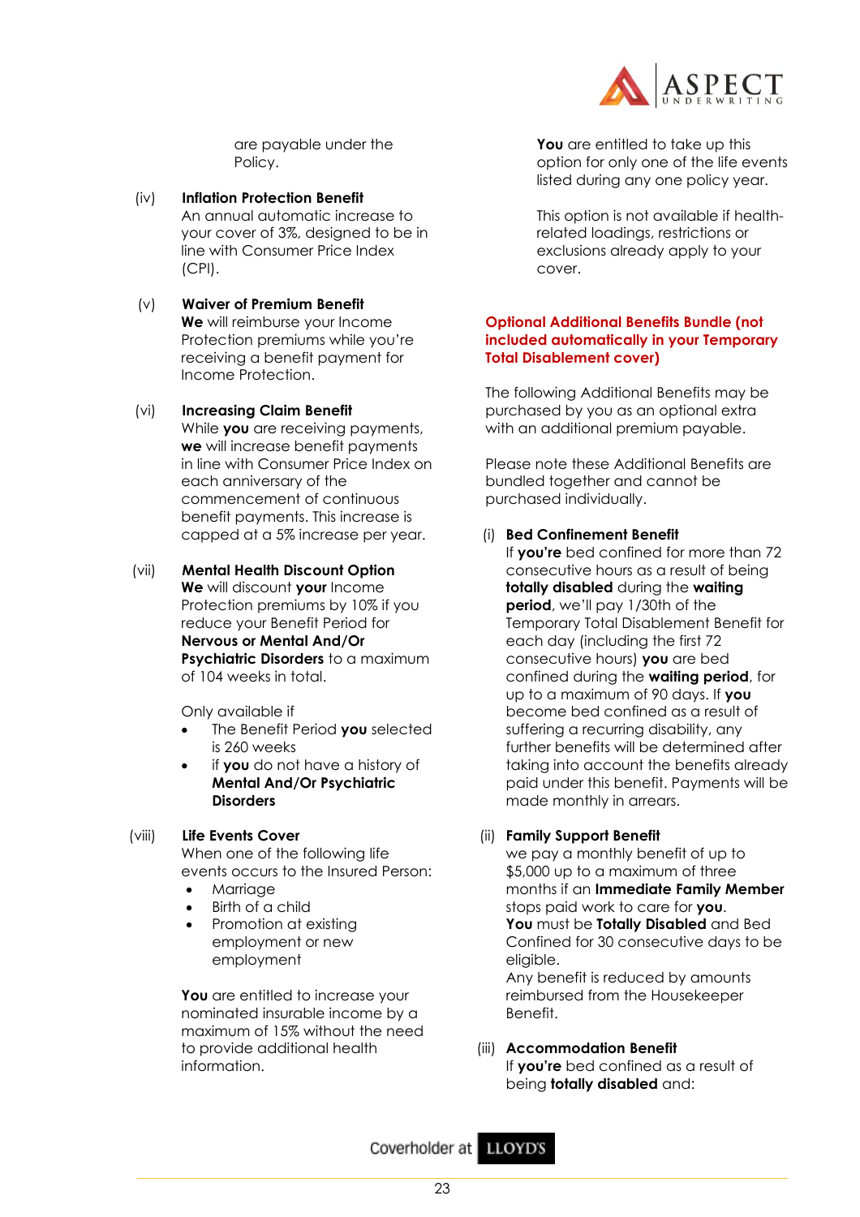are payable under the Policy.

(iv) **Inflation Protection Benefit**
An annual automatic increase to your cover of 3%, designed to be in line with Consumer Price Index (CPI).

(v) **Waiver of Premium Benefit**
**We** will reimburse your Income Protection premiums while you're receiving a benefit payment for Income Protection.

(vi) **Increasing Claim Benefit**
While **you** are receiving payments, **we** will increase benefit payments in line with Consumer Price Index on each anniversary of the commencement of continuous benefit payments. This increase is capped at a 5% increase per year.

(vii) **Mental Health Discount Option**
**We** will discount **your** Income Protection premiums by 10% if you reduce your Benefit Period for **Nervous or Mental And/Or Psychiatric Disorders** to a maximum of 104 weeks in total.

Only available if

- The Benefit Period **you** selected is 260 weeks
- if **you** do not have a history of **Mental And/Or Psychiatric Disorders**

(viii) **Life Events Cover**
When one of the following life events occurs to the Insured Person:

- Marriage
- Birth of a child
- Promotion at existing employment or new employment

**You** are entitled to increase your nominated insurable income by a maximum of 15% without the need to provide additional health information.

**You** are entitled to take up this option for only one of the life events listed during any one policy year.

This option is not available if health-related loadings, restrictions or exclusions already apply to your cover.

## Optional Additional Benefits Bundle (not included automatically in your Temporary Total Disablement cover)

The following Additional Benefits may be purchased by you as an optional extra with an additional premium payable.

Please note these Additional Benefits are bundled together and cannot be purchased individually.

(i) **Bed Confinement Benefit**
If **you're** bed confined for more than 72 consecutive hours as a result of being **totally disabled** during the **waiting period**, we'll pay 1/30th of the Temporary Total Disablement Benefit for each day (including the first 72 consecutive hours) **you** are bed confined during the **waiting period**, for up to a maximum of 90 days. If **you** become bed confined as a result of suffering a recurring disability, any further benefits will be determined after taking into account the benefits already paid under this benefit. Payments will be made monthly in arrears.

(ii) **Family Support Benefit**
we pay a monthly benefit of up to $5,000 up to a maximum of three months if an **Immediate Family Member** stops paid work to care for **you**.
**You** must be **Totally Disabled** and Bed Confined for 30 consecutive days to be eligible.
Any benefit is reduced by amounts reimbursed from the Housekeeper Benefit.

(iii) **Accommodation Benefit**
If **you're** bed confined as a result of being **totally disabled** and: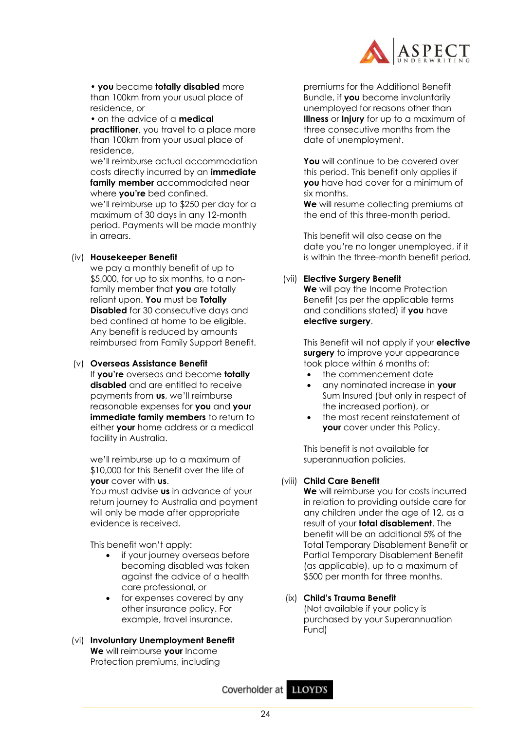- **you** became **totally disabled** more than 100km from your usual place of residence, or
- on the advice of a **medical practitioner**, you travel to a place more than 100km from your usual place of residence,

we'll reimburse actual accommodation costs directly incurred by an **immediate family member** accommodated near where **you're** bed confined.
we'll reimburse up to $250 per day for a maximum of 30 days in any 12-month period. Payments will be made monthly in arrears.

(iv) **Housekeeper Benefit**
we pay a monthly benefit of up to $5,000, for up to six months, to a non-family member that **you** are totally reliant upon. **You** must be **Totally Disabled** for 30 consecutive days and bed confined at home to be eligible. Any benefit is reduced by amounts reimbursed from Family Support Benefit.

(v) **Overseas Assistance Benefit**
If **you're** overseas and become **totally disabled** and are entitled to receive payments from **us**, we'll reimburse reasonable expenses for **you** and **your immediate family members** to return to either **your** home address or a medical facility in Australia.

we'll reimburse up to a maximum of $10,000 for this Benefit over the life of **your** cover with **us**.
You must advise **us** in advance of your return journey to Australia and payment will only be made after appropriate evidence is received.

This benefit won't apply:

- if your journey overseas before becoming disabled was taken against the advice of a health care professional, or
- for expenses covered by any other insurance policy. For example, travel insurance.

(vi) **Involuntary Unemployment Benefit**
**We** will reimburse **your** Income Protection premiums, including premiums for the Additional Benefit Bundle, if **you** become involuntarily unemployed for reasons other than **Illness** or **Injury** for up to a maximum of three consecutive months from the date of unemployment.

**You** will continue to be covered over this period. This benefit only applies if **you** have had cover for a minimum of six months.
**We** will resume collecting premiums at the end of this three-month period.

This benefit will also cease on the date you're no longer unemployed, if it is within the three-month benefit period.

(vii) **Elective Surgery Benefit**
**We** will pay the Income Protection Benefit (as per the applicable terms and conditions stated) if **you** have **elective surgery**.

This Benefit will not apply if your **elective surgery** to improve your appearance took place within 6 months of:

- the commencement date
- any nominated increase in **your** Sum Insured (but only in respect of the increased portion), or
- the most recent reinstatement of **your** cover under this Policy.

This benefit is not available for superannuation policies.

(viii) **Child Care Benefit**
**We** will reimburse you for costs incurred in relation to providing outside care for any children under the age of 12, as a result of your **total disablement**. The benefit will be an additional 5% of the Total Temporary Disablement Benefit or Partial Temporary Disablement Benefit (as applicable), up to a maximum of $500 per month for three months.

(ix) **Child's Trauma Benefit**
(Not available if your policy is purchased by your Superannuation Fund)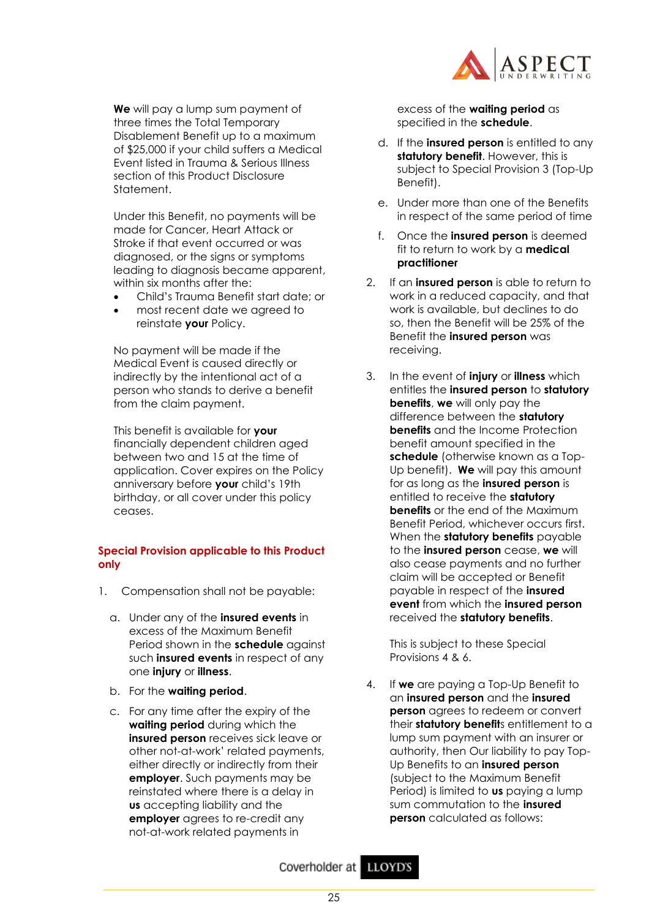**We** will pay a lump sum payment of three times the Total Temporary Disablement Benefit up to a maximum of $25,000 if your child suffers a Medical Event listed in Trauma & Serious Illness section of this Product Disclosure Statement.

Under this Benefit, no payments will be made for Cancer, Heart Attack or Stroke if that event occurred or was diagnosed, or the signs or symptoms leading to diagnosis became apparent, within six months after the:

- Child's Trauma Benefit start date; or
- most recent date we agreed to reinstate **your** Policy.

No payment will be made if the Medical Event is caused directly or indirectly by the intentional act of a person who stands to derive a benefit from the claim payment.

This benefit is available for **your** financially dependent children aged between two and 15 at the time of application. Cover expires on the Policy anniversary before **your** child's 19th birthday, or all cover under this policy ceases.

## Special Provision applicable to this Product only

1. Compensation shall not be payable:
   a. Under any of the **insured events** in excess of the Maximum Benefit Period shown in the **schedule** against such **insured events** in respect of any one **injury** or **illness**.
   b. For the **waiting period**.
   c. For any time after the expiry of the **waiting period** during which the **insured person** receives sick leave or other not-at-work' related payments, either directly or indirectly from their **employer**. Such payments may be reinstated where there is a delay in **us** accepting liability and the **employer** agrees to re-credit any not-at-work related payments in excess of the **waiting period** as specified in the **schedule**.
   d. If the **insured person** is entitled to any **statutory benefit**. However, this is subject to Special Provision 3 (Top-Up Benefit).
   e. Under more than one of the Benefits in respect of the same period of time
   f. Once the **insured person** is deemed fit to return to work by a **medical practitioner**
2. If an **insured person** is able to return to work in a reduced capacity, and that work is available, but declines to do so, then the Benefit will be 25% of the Benefit the **insured person** was receiving.
3. In the event of **injury** or **illness** which entitles the **insured person** to **statutory benefits**, **we** will only pay the difference between the **statutory benefits** and the Income Protection benefit amount specified in the **schedule** (otherwise known as a Top-Up benefit). **We** will pay this amount for as long as the **insured person** is entitled to receive the **statutory benefits** or the end of the Maximum Benefit Period, whichever occurs first. When the **statutory benefits** payable to the **insured person** cease, **we** will also cease payments and no further claim will be accepted or Benefit payable in respect of the **insured event** from which the **insured person** received the **statutory benefits**.

   This is subject to these Special Provisions 4 & 6.
4. If **we** are paying a Top-Up Benefit to an **insured person** and the **insured person** agrees to redeem or convert their **statutory benefits** entitlement to a lump sum payment with an insurer or authority, then Our liability to pay Top-Up Benefits to an **insured person** (subject to the Maximum Benefit Period) is limited to **us** paying a lump sum commutation to the **insured person** calculated as follows: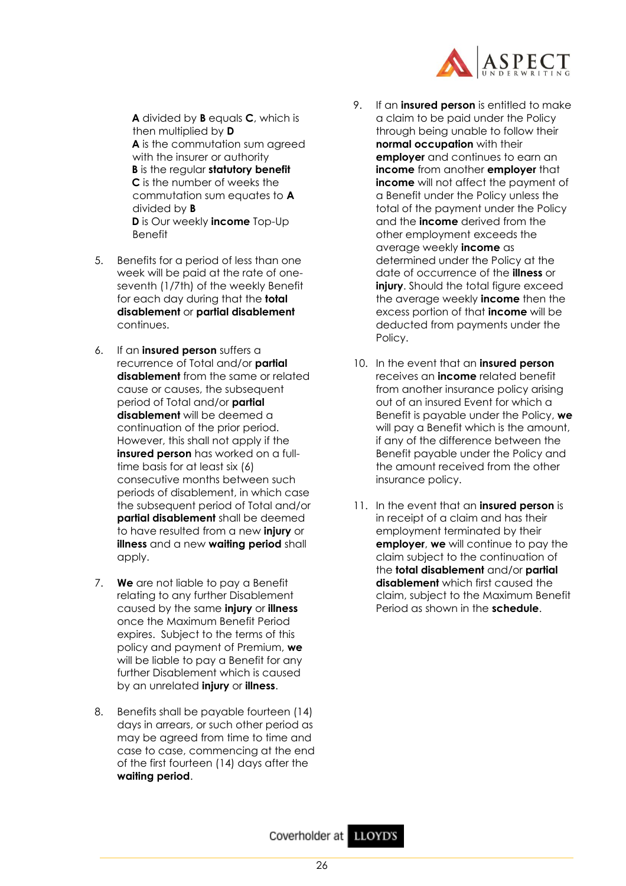**A** divided by **B** equals **C**, which is then multiplied by **D**
**A** is the commutation sum agreed with the insurer or authority
**B** is the regular **statutory benefit**
**C** is the number of weeks the commutation sum equates to **A** divided by **B**
**D** is Our weekly **income** Top-Up Benefit

5. Benefits for a period of less than one week will be paid at the rate of one-seventh (1/7th) of the weekly Benefit for each day during that the **total disablement** or **partial disablement** continues.

6. If an **insured person** suffers a recurrence of Total and/or **partial disablement** from the same or related cause or causes, the subsequent period of Total and/or **partial disablement** will be deemed a continuation of the prior period. However, this shall not apply if the **insured person** has worked on a full-time basis for at least six (6) consecutive months between such periods of disablement, in which case the subsequent period of Total and/or **partial disablement** shall be deemed to have resulted from a new **injury** or **illness** and a new **waiting period** shall apply.

7. **We** are not liable to pay a Benefit relating to any further Disablement caused by the same **injury** or **illness** once the Maximum Benefit Period expires. Subject to the terms of this policy and payment of Premium, **we** will be liable to pay a Benefit for any further Disablement which is caused by an unrelated **injury** or **illness**.

8. Benefits shall be payable fourteen (14) days in arrears, or such other period as may be agreed from time to time and case to case, commencing at the end of the first fourteen (14) days after the **waiting period**.

9. If an **insured person** is entitled to make a claim to be paid under the Policy through being unable to follow their **normal occupation** with their **employer** and continues to earn an **income** from another **employer** that **income** will not affect the payment of a Benefit under the Policy unless the total of the payment under the Policy and the **income** derived from the other employment exceeds the average weekly **income** as determined under the Policy at the date of occurrence of the **illness** or **injury**. Should the total figure exceed the average weekly **income** then the excess portion of that **income** will be deducted from payments under the Policy.

10. In the event that an **insured person** receives an **income** related benefit from another insurance policy arising out of an insured Event for which a Benefit is payable under the Policy, **we** will pay a Benefit which is the amount, if any of the difference between the Benefit payable under the Policy and the amount received from the other insurance policy.

11. In the event that an **insured person** is in receipt of a claim and has their employment terminated by their **employer**, **we** will continue to pay the claim subject to the continuation of the **total disablement** and/or **partial disablement** which first caused the claim, subject to the Maximum Benefit Period as shown in the **schedule**.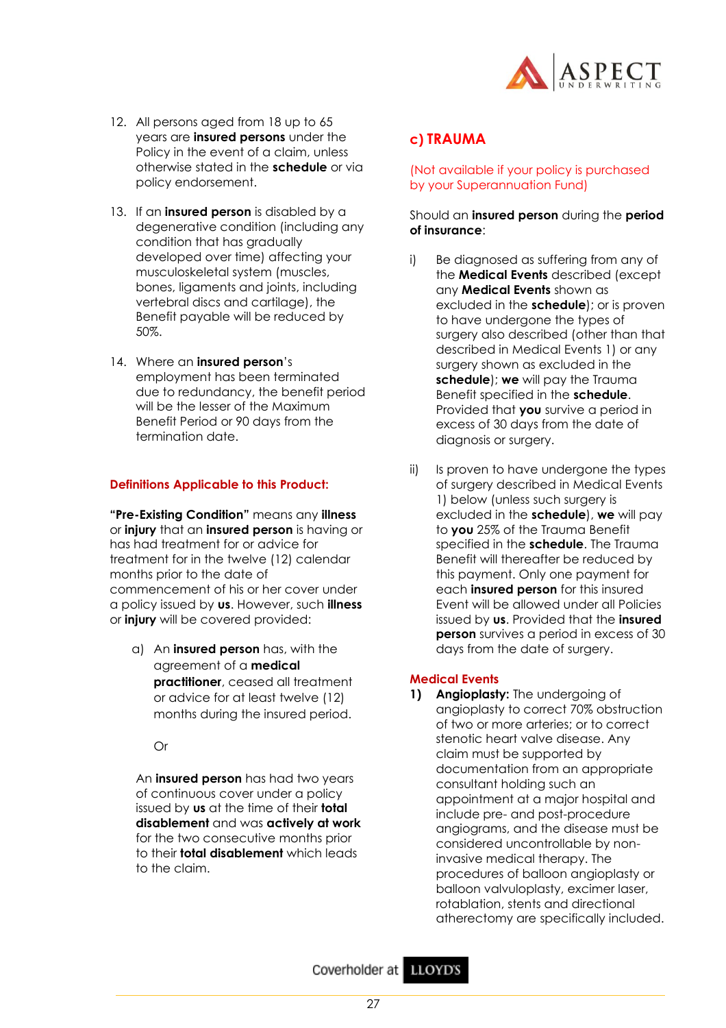12. All persons aged from 18 up to 65 years are **insured persons** under the Policy in the event of a claim, unless otherwise stated in the **schedule** or via policy endorsement.

13. If an **insured person** is disabled by a degenerative condition (including any condition that has gradually developed over time) affecting your musculoskeletal system (muscles, bones, ligaments and joints, including vertebral discs and cartilage), the Benefit payable will be reduced by 50%.

14. Where an **insured person**'s employment has been terminated due to redundancy, the benefit period will be the lesser of the Maximum Benefit Period or 90 days from the termination date.

### Definitions Applicable to this Product:

**"Pre-Existing Condition"** means any **illness** or **injury** that an **insured person** is having or has had treatment for or advice for treatment for in the twelve (12) calendar months prior to the date of commencement of his or her cover under a policy issued by **us**. However, such **illness** or **injury** will be covered provided:

a) An **insured person** has, with the agreement of a **medical practitioner**, ceased all treatment or advice for at least twelve (12) months during the insured period.

Or

An **insured person** has had two years of continuous cover under a policy issued by **us** at the time of their **total disablement** and was **actively at work** for the two consecutive months prior to their **total disablement** which leads to the claim.

## c) TRAUMA

(Not available if your policy is purchased by your Superannuation Fund)

Should an **insured person** during the **period of insurance**:

i) Be diagnosed as suffering from any of the **Medical Events** described (except any **Medical Events** shown as excluded in the **schedule**); or is proven to have undergone the types of surgery also described (other than that described in Medical Events 1) or any surgery shown as excluded in the **schedule**); **we** will pay the Trauma Benefit specified in the **schedule**. Provided that **you** survive a period in excess of 30 days from the date of diagnosis or surgery.

ii) Is proven to have undergone the types of surgery described in Medical Events 1) below (unless such surgery is excluded in the **schedule**), **we** will pay to **you** 25% of the Trauma Benefit specified in the **schedule**. The Trauma Benefit will thereafter be reduced by this payment. Only one payment for each **insured person** for this insured Event will be allowed under all Policies issued by **us**. Provided that the **insured person** survives a period in excess of 30 days from the date of surgery.

### Medical Events

**1) Angioplasty:** The undergoing of angioplasty to correct 70% obstruction of two or more arteries; or to correct stenotic heart valve disease. Any claim must be supported by documentation from an appropriate consultant holding such an appointment at a major hospital and include pre- and post-procedure angiograms, and the disease must be considered uncontrollable by non-invasive medical therapy. The procedures of balloon angioplasty or balloon valvuloplasty, excimer laser, rotablation, stents and directional atherectomy are specifically included.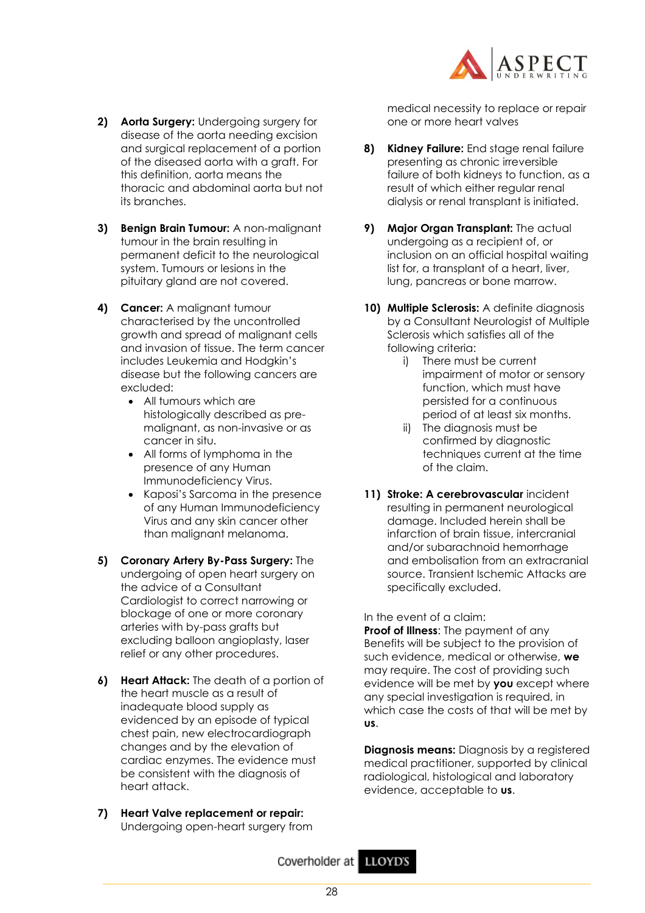2) **Aorta Surgery:** Undergoing surgery for disease of the aorta needing excision and surgical replacement of a portion of the diseased aorta with a graft. For this definition, aorta means the thoracic and abdominal aorta but not its branches.

3) **Benign Brain Tumour:** A non-malignant tumour in the brain resulting in permanent deficit to the neurological system. Tumours or lesions in the pituitary gland are not covered.

4) **Cancer:** A malignant tumour characterised by the uncontrolled growth and spread of malignant cells and invasion of tissue. The term cancer includes Leukemia and Hodgkin's disease but the following cancers are excluded:
   - All tumours which are histologically described as pre-malignant, as non-invasive or as cancer in situ.
   - All forms of lymphoma in the presence of any Human Immunodeficiency Virus.
   - Kaposi's Sarcoma in the presence of any Human Immunodeficiency Virus and any skin cancer other than malignant melanoma.

5) **Coronary Artery By-Pass Surgery:** The undergoing of open heart surgery on the advice of a Consultant Cardiologist to correct narrowing or blockage of one or more coronary arteries with by-pass grafts but excluding balloon angioplasty, laser relief or any other procedures.

6) **Heart Attack:** The death of a portion of the heart muscle as a result of inadequate blood supply as evidenced by an episode of typical chest pain, new electrocardiograph changes and by the elevation of cardiac enzymes. The evidence must be consistent with the diagnosis of heart attack.

7) **Heart Valve replacement or repair:** Undergoing open-heart surgery from medical necessity to replace or repair one or more heart valves

8) **Kidney Failure:** End stage renal failure presenting as chronic irreversible failure of both kidneys to function, as a result of which either regular renal dialysis or renal transplant is initiated.

9) **Major Organ Transplant:** The actual undergoing as a recipient of, or inclusion on an official hospital waiting list for, a transplant of a heart, liver, lung, pancreas or bone marrow.

10) **Multiple Sclerosis:** A definite diagnosis by a Consultant Neurologist of Multiple Sclerosis which satisfies all of the following criteria:
    i) There must be current impairment of motor or sensory function, which must have persisted for a continuous period of at least six months.
    ii) The diagnosis must be confirmed by diagnostic techniques current at the time of the claim.

11) **Stroke: A cerebrovascular** incident resulting in permanent neurological damage. Included herein shall be infarction of brain tissue, intercranial and/or subarachnoid hemorrhage and embolisation from an extracranial source. Transient Ischemic Attacks are specifically excluded.

In the event of a claim:
**Proof of Illness**: The payment of any Benefits will be subject to the provision of such evidence, medical or otherwise, **we** may require. The cost of providing such evidence will be met by **you** except where any special investigation is required, in which case the costs of that will be met by **us**.

**Diagnosis means:** Diagnosis by a registered medical practitioner, supported by clinical radiological, histological and laboratory evidence, acceptable to **us**.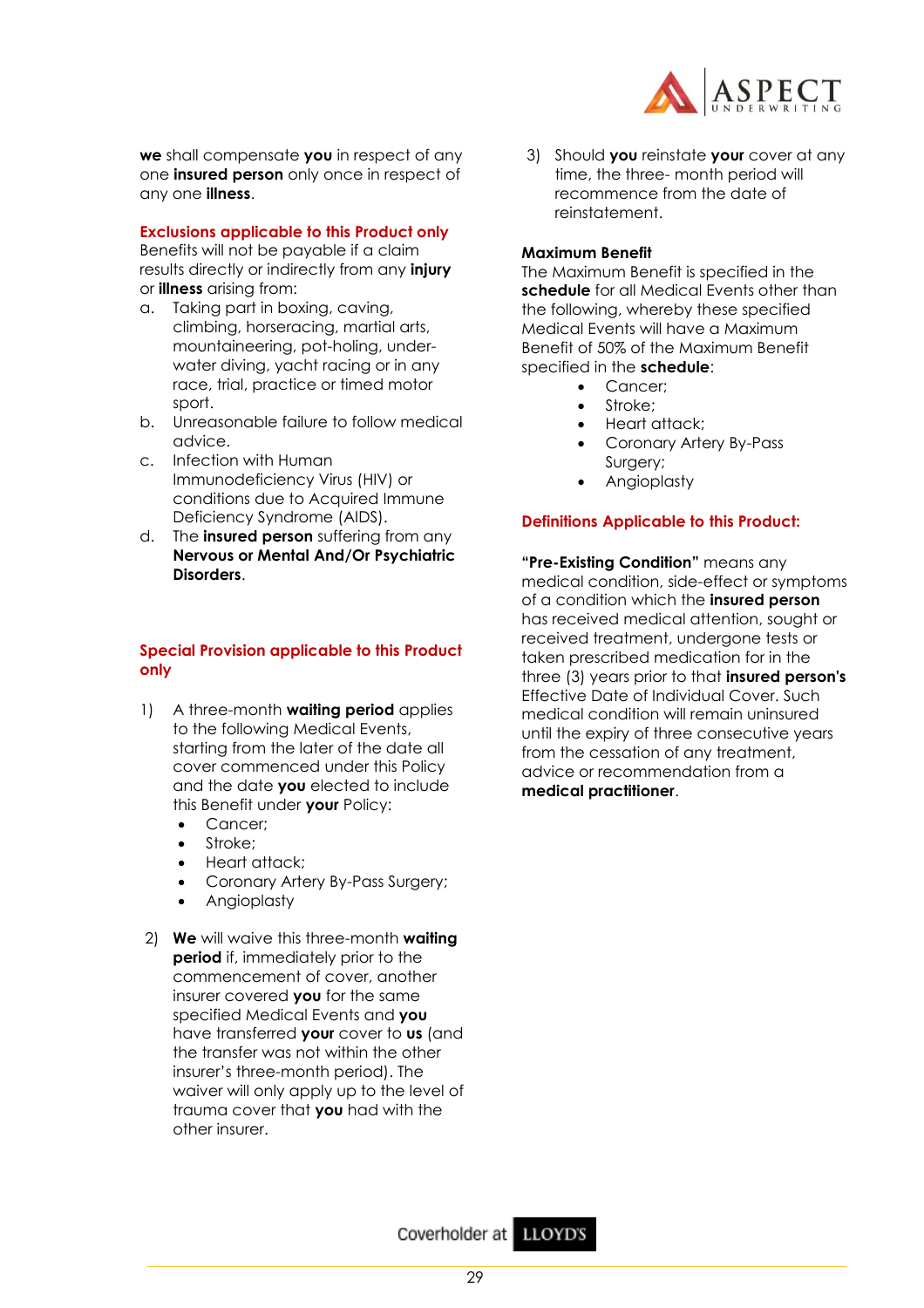**we** shall compensate **you** in respect of any one **insured person** only once in respect of any one **illness**.

## Exclusions applicable to this Product only

Benefits will not be payable if a claim results directly or indirectly from any **injury** or **illness** arising from:

a. Taking part in boxing, caving, climbing, horseracing, martial arts, mountaineering, pot-holing, under-water diving, yacht racing or in any race, trial, practice or timed motor sport.
b. Unreasonable failure to follow medical advice.
c. Infection with Human Immunodeficiency Virus (HIV) or conditions due to Acquired Immune Deficiency Syndrome (AIDS).
d. The **insured person** suffering from any **Nervous or Mental And/Or Psychiatric Disorders**.

## Special Provision applicable to this Product only

1) A three-month **waiting period** applies to the following Medical Events, starting from the later of the date all cover commenced under this Policy and the date **you** elected to include this Benefit under **your** Policy:
    - Cancer;
    - Stroke;
    - Heart attack;
    - Coronary Artery By-Pass Surgery;
    - Angioplasty

2) **We** will waive this three-month **waiting period** if, immediately prior to the commencement of cover, another insurer covered **you** for the same specified Medical Events and **you** have transferred **your** cover to **us** (and the transfer was not within the other insurer's three-month period). The waiver will only apply up to the level of trauma cover that **you** had with the other insurer.

3) Should **you** reinstate **your** cover at any time, the three- month period will recommence from the date of reinstatement.

**Maximum Benefit**

The Maximum Benefit is specified in the **schedule** for all Medical Events other than the following, whereby these specified Medical Events will have a Maximum Benefit of 50% of the Maximum Benefit specified in the **schedule**:

- Cancer;
- Stroke;
- Heart attack;
- Coronary Artery By-Pass Surgery;
- Angioplasty

## Definitions Applicable to this Product:

**"Pre-Existing Condition"** means any medical condition, side-effect or symptoms of a condition which the **insured person** has received medical attention, sought or received treatment, undergone tests or taken prescribed medication for in the three (3) years prior to that **insured person's** Effective Date of Individual Cover. Such medical condition will remain uninsured until the expiry of three consecutive years from the cessation of any treatment, advice or recommendation from a **medical practitioner**.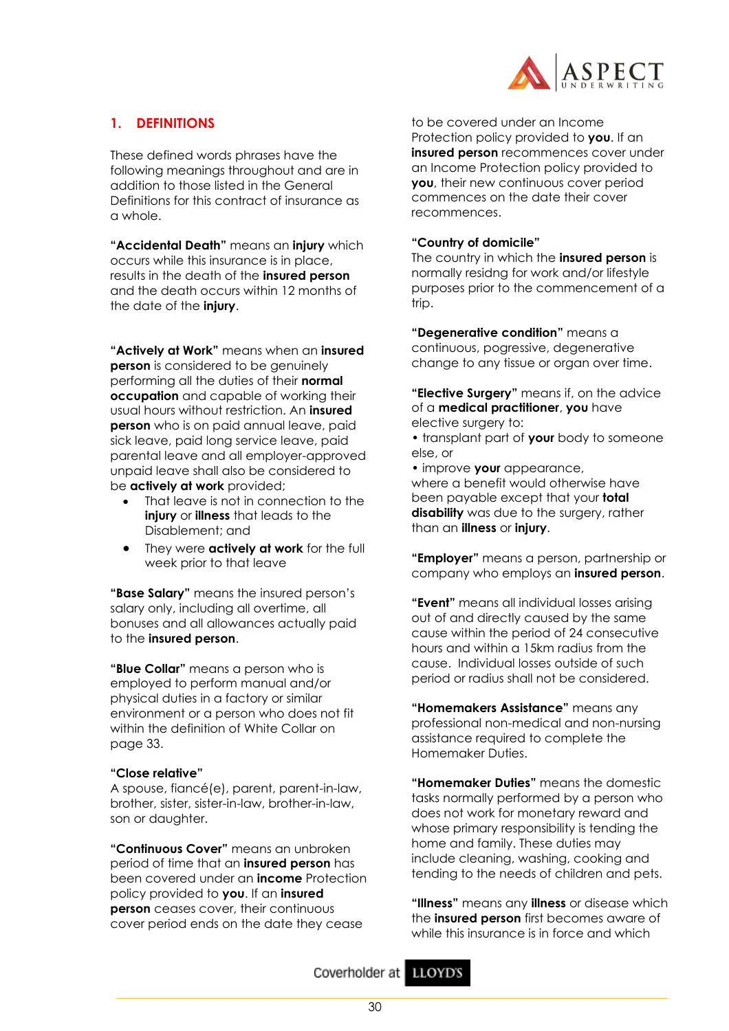## 1. DEFINITIONS

These defined words phrases have the following meanings throughout and are in addition to those listed in the General Definitions for this contract of insurance as a whole.

**"Accidental Death"** means an **injury** which occurs while this insurance is in place, results in the death of the **insured person** and the death occurs within 12 months of the date of the **injury**.

**"Actively at Work"** means when an **insured person** is considered to be genuinely performing all the duties of their **normal occupation** and capable of working their usual hours without restriction. An **insured person** who is on paid annual leave, paid sick leave, paid long service leave, paid parental leave and all employer-approved unpaid leave shall also be considered to be **actively at work** provided;

- That leave is not in connection to the **injury** or **illness** that leads to the Disablement; and
- They were **actively at work** for the full week prior to that leave

**"Base Salary"** means the insured person's salary only, including all overtime, all bonuses and all allowances actually paid to the **insured person**.

**"Blue Collar"** means a person who is employed to perform manual and/or physical duties in a factory or similar environment or a person who does not fit within the definition of White Collar on page 33.

**"Close relative"**
A spouse, fiancé(e), parent, parent-in-law, brother, sister, sister-in-law, brother-in-law, son or daughter.

**"Continuous Cover"** means an unbroken period of time that an **insured person** has been covered under an **income** Protection policy provided to **you**. If an **insured person** ceases cover, their continuous cover period ends on the date they cease to be covered under an Income Protection policy provided to **you**. If an **insured person** recommences cover under an Income Protection policy provided to **you**, their new continuous cover period commences on the date their cover recommences.

**"Country of domicile"**
The country in which the **insured person** is normally residng for work and/or lifestyle purposes prior to the commencement of a trip.

**"Degenerative condition"** means a continuous, pogressive, degenerative change to any tissue or organ over time.

**"Elective Surgery"** means if, on the advice of a **medical practitioner**, **you** have elective surgery to:
• transplant part of **your** body to someone else, or
• improve **your** appearance,
where a benefit would otherwise have been payable except that your **total disability** was due to the surgery, rather than an **illness** or **injury**.

**"Employer"** means a person, partnership or company who employs an **insured person**.

**"Event"** means all individual losses arising out of and directly caused by the same cause within the period of 24 consecutive hours and within a 15km radius from the cause. Individual losses outside of such period or radius shall not be considered.

**"Homemakers Assistance"** means any professional non-medical and non-nursing assistance required to complete the Homemaker Duties.

**"Homemaker Duties"** means the domestic tasks normally performed by a person who does not work for monetary reward and whose primary responsibility is tending the home and family. These duties may include cleaning, washing, cooking and tending to the needs of children and pets.

**"Illness"** means any **illness** or disease which the **insured person** first becomes aware of while this insurance is in force and which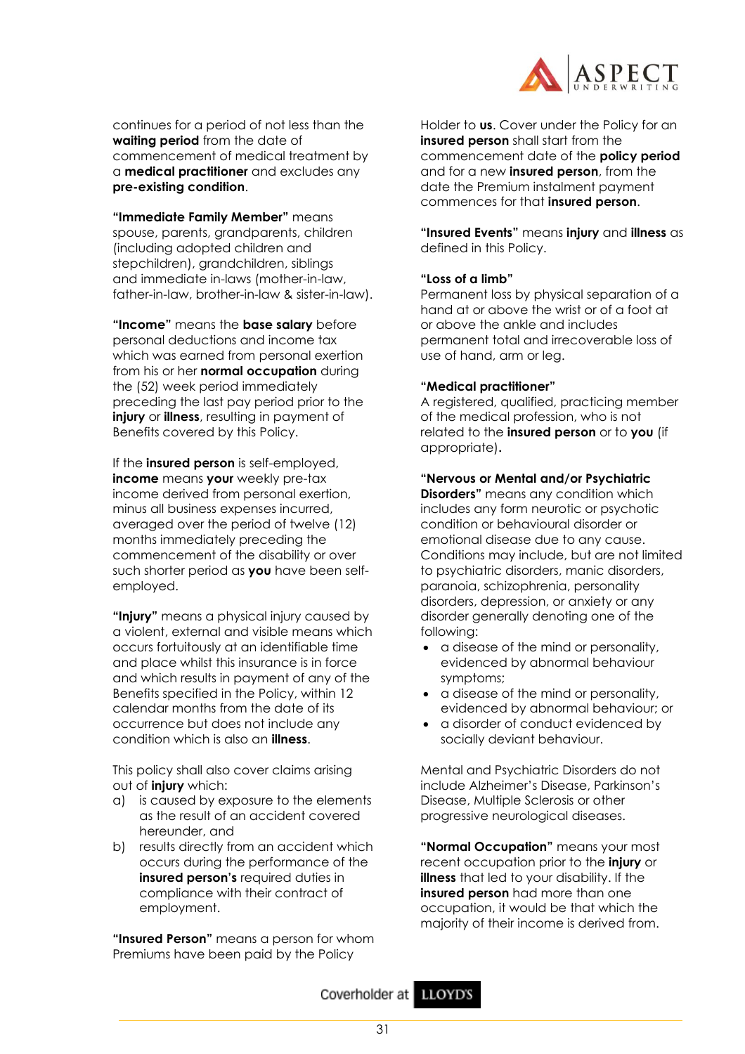continues for a period of not less than the **waiting period** from the date of commencement of medical treatment by a **medical practitioner** and excludes any **pre-existing condition**.

**"Immediate Family Member"** means spouse, parents, grandparents, children (including adopted children and stepchildren), grandchildren, siblings and immediate in-laws (mother-in-law, father-in-law, brother-in-law & sister-in-law).

**"Income"** means the **base salary** before personal deductions and income tax which was earned from personal exertion from his or her **normal occupation** during the (52) week period immediately preceding the last pay period prior to the **injury** or **illness**, resulting in payment of Benefits covered by this Policy.

If the **insured person** is self-employed, **income** means **your** weekly pre-tax income derived from personal exertion, minus all business expenses incurred, averaged over the period of twelve (12) months immediately preceding the commencement of the disability or over such shorter period as **you** have been self-employed.

**"Injury"** means a physical injury caused by a violent, external and visible means which occurs fortuitously at an identifiable time and place whilst this insurance is in force and which results in payment of any of the Benefits specified in the Policy, within 12 calendar months from the date of its occurrence but does not include any condition which is also an **illness**.

This policy shall also cover claims arising out of **injury** which:

a) is caused by exposure to the elements as the result of an accident covered hereunder, and
b) results directly from an accident which occurs during the performance of the **insured person's** required duties in compliance with their contract of employment.

**"Insured Person"** means a person for whom Premiums have been paid by the Policy Holder to **us**. Cover under the Policy for an **insured person** shall start from the commencement date of the **policy period** and for a new **insured person**, from the date the Premium instalment payment commences for that **insured person**.

**"Insured Events"** means **injury** and **illness** as defined in this Policy.

**"Loss of a limb"**
Permanent loss by physical separation of a hand at or above the wrist or of a foot at or above the ankle and includes permanent total and irrecoverable loss of use of hand, arm or leg.

**"Medical practitioner"**
A registered, qualified, practicing member of the medical profession, who is not related to the **insured person** or to **you** (if appropriate)**.**

**"Nervous or Mental and/or Psychiatric Disorders"** means any condition which includes any form neurotic or psychotic condition or behavioural disorder or emotional disease due to any cause. Conditions may include, but are not limited to psychiatric disorders, manic disorders, paranoia, schizophrenia, personality disorders, depression, or anxiety or any disorder generally denoting one of the following:

- a disease of the mind or personality, evidenced by abnormal behaviour symptoms;
- a disease of the mind or personality, evidenced by abnormal behaviour; or
- a disorder of conduct evidenced by socially deviant behaviour.

Mental and Psychiatric Disorders do not include Alzheimer's Disease, Parkinson's Disease, Multiple Sclerosis or other progressive neurological diseases.

**"Normal Occupation"** means your most recent occupation prior to the **injury** or **illness** that led to your disability. If the **insured person** had more than one occupation, it would be that which the majority of their income is derived from.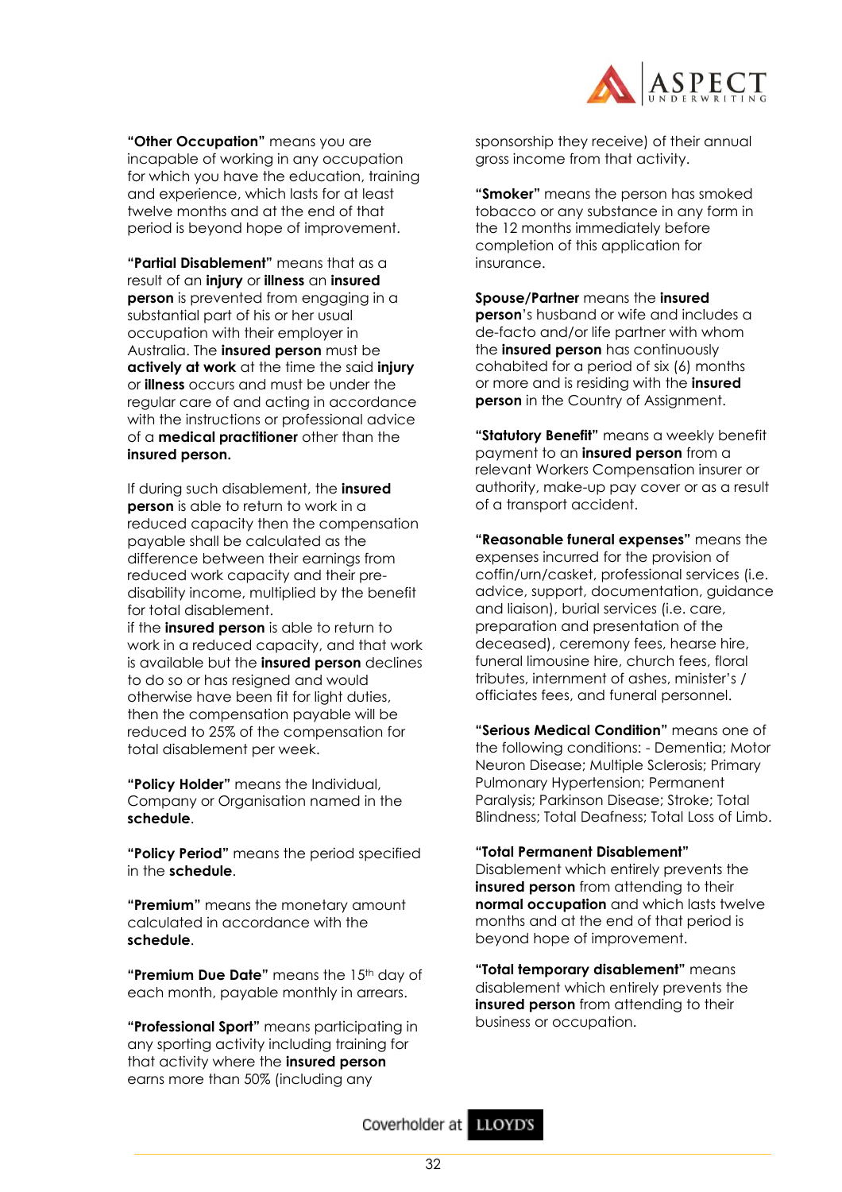**"Other Occupation"** means you are incapable of working in any occupation for which you have the education, training and experience, which lasts for at least twelve months and at the end of that period is beyond hope of improvement.

**"Partial Disablement"** means that as a result of an **injury** or **illness** an **insured person** is prevented from engaging in a substantial part of his or her usual occupation with their employer in Australia. The **insured person** must be **actively at work** at the time the said **injury** or **illness** occurs and must be under the regular care of and acting in accordance with the instructions or professional advice of a **medical practitioner** other than the **insured person.**

If during such disablement, the **insured person** is able to return to work in a reduced capacity then the compensation payable shall be calculated as the difference between their earnings from reduced work capacity and their pre-disability income, multiplied by the benefit for total disablement.
if the **insured person** is able to return to work in a reduced capacity, and that work is available but the **insured person** declines to do so or has resigned and would otherwise have been fit for light duties, then the compensation payable will be reduced to 25% of the compensation for total disablement per week.

**"Policy Holder"** means the Individual, Company or Organisation named in the **schedule**.

**"Policy Period"** means the period specified in the **schedule**.

**"Premium"** means the monetary amount calculated in accordance with the **schedule**.

**"Premium Due Date"** means the 15th day of each month, payable monthly in arrears.

**"Professional Sport"** means participating in any sporting activity including training for that activity where the **insured person** earns more than 50% (including any sponsorship they receive) of their annual gross income from that activity.

**"Smoker"** means the person has smoked tobacco or any substance in any form in the 12 months immediately before completion of this application for insurance.

**Spouse/Partner** means the **insured person**'s husband or wife and includes a de-facto and/or life partner with whom the **insured person** has continuously cohabited for a period of six (6) months or more and is residing with the **insured person** in the Country of Assignment.

**"Statutory Benefit"** means a weekly benefit payment to an **insured person** from a relevant Workers Compensation insurer or authority, make-up pay cover or as a result of a transport accident.

**"Reasonable funeral expenses"** means the expenses incurred for the provision of coffin/urn/casket, professional services (i.e. advice, support, documentation, guidance and liaison), burial services (i.e. care, preparation and presentation of the deceased), ceremony fees, hearse hire, funeral limousine hire, church fees, floral tributes, internment of ashes, minister's / officiates fees, and funeral personnel.

**"Serious Medical Condition"** means one of the following conditions: - Dementia; Motor Neuron Disease; Multiple Sclerosis; Primary Pulmonary Hypertension; Permanent Paralysis; Parkinson Disease; Stroke; Total Blindness; Total Deafness; Total Loss of Limb.

**"Total Permanent Disablement"**
Disablement which entirely prevents the **insured person** from attending to their **normal occupation** and which lasts twelve months and at the end of that period is beyond hope of improvement.

**"Total temporary disablement"** means disablement which entirely prevents the **insured person** from attending to their business or occupation.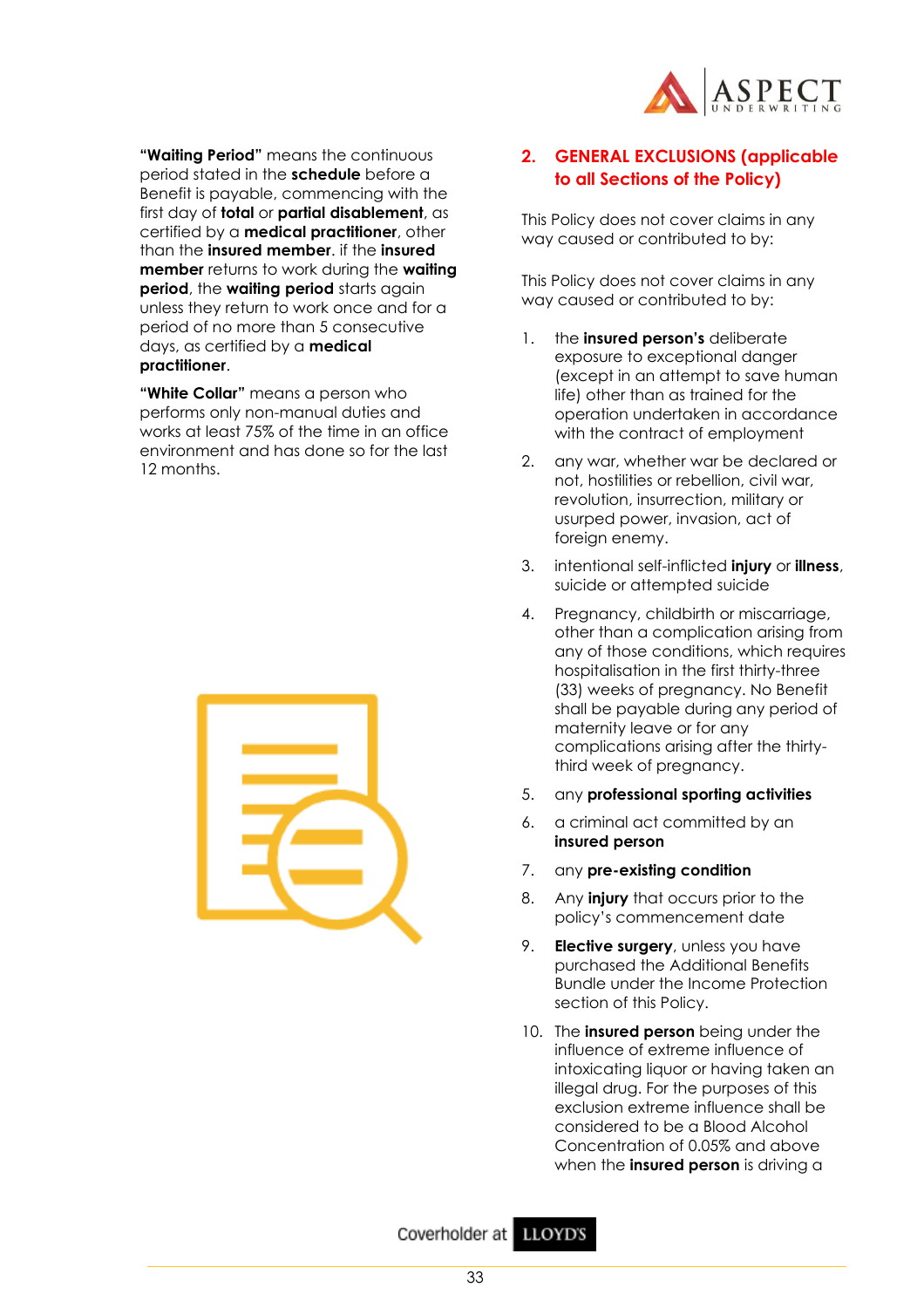**"Waiting Period"** means the continuous period stated in the **schedule** before a Benefit is payable, commencing with the first day of **total** or **partial disablement**, as certified by a **medical practitioner**, other than the **insured member**. if the **insured member** returns to work during the **waiting period**, the **waiting period** starts again unless they return to work once and for a period of no more than 5 consecutive days, as certified by a **medical practitioner**.

**"White Collar"** means a person who performs only non-manual duties and works at least 75% of the time in an office environment and has done so for the last 12 months.

## 2. GENERAL EXCLUSIONS (applicable to all Sections of the Policy)

This Policy does not cover claims in any way caused or contributed to by:

This Policy does not cover claims in any way caused or contributed to by:

1. the **insured person's** deliberate exposure to exceptional danger (except in an attempt to save human life) other than as trained for the operation undertaken in accordance with the contract of employment
2. any war, whether war be declared or not, hostilities or rebellion, civil war, revolution, insurrection, military or usurped power, invasion, act of foreign enemy.
3. intentional self-inflicted **injury** or **illness**, suicide or attempted suicide
4. Pregnancy, childbirth or miscarriage, other than a complication arising from any of those conditions, which requires hospitalisation in the first thirty-three (33) weeks of pregnancy. No Benefit shall be payable during any period of maternity leave or for any complications arising after the thirty-third week of pregnancy.
5. any **professional sporting activities**
6. a criminal act committed by an **insured person**
7. any **pre-existing condition**
8. Any **injury** that occurs prior to the policy's commencement date
9. **Elective surgery**, unless you have purchased the Additional Benefits Bundle under the Income Protection section of this Policy.
10. The **insured person** being under the influence of extreme influence of intoxicating liquor or having taken an illegal drug. For the purposes of this exclusion extreme influence shall be considered to be a Blood Alcohol Concentration of 0.05% and above when the **insured person** is driving a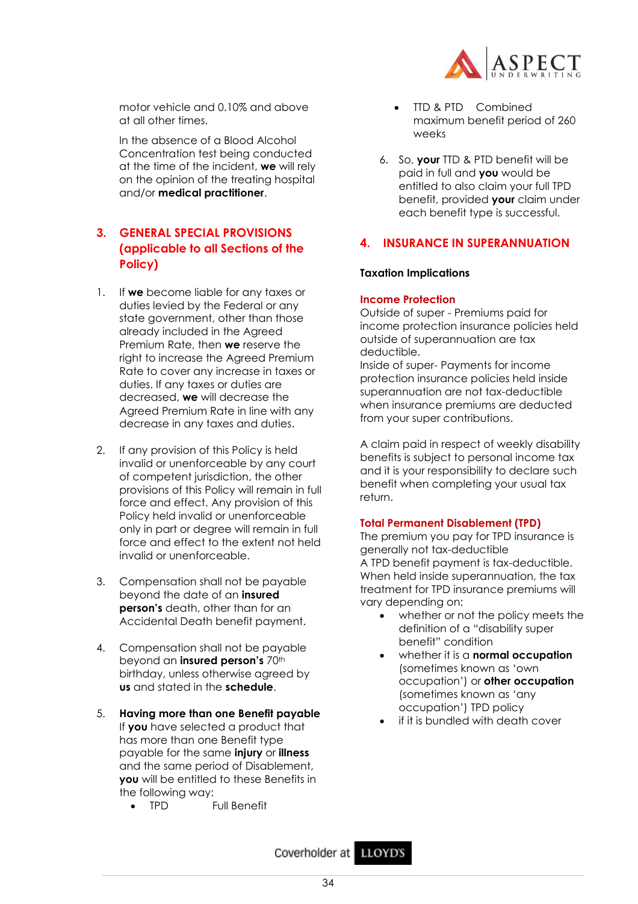motor vehicle and 0.10% and above at all other times.

In the absence of a Blood Alcohol Concentration test being conducted at the time of the incident, **we** will rely on the opinion of the treating hospital and/or **medical practitioner**.

## 3. GENERAL SPECIAL PROVISIONS (applicable to all Sections of the Policy)

1. If **we** become liable for any taxes or duties levied by the Federal or any state government, other than those already included in the Agreed Premium Rate, then **we** reserve the right to increase the Agreed Premium Rate to cover any increase in taxes or duties. If any taxes or duties are decreased, **we** will decrease the Agreed Premium Rate in line with any decrease in any taxes and duties.

2. If any provision of this Policy is held invalid or unenforceable by any court of competent jurisdiction, the other provisions of this Policy will remain in full force and effect. Any provision of this Policy held invalid or unenforceable only in part or degree will remain in full force and effect to the extent not held invalid or unenforceable.

3. Compensation shall not be payable beyond the date of an **insured person's** death, other than for an Accidental Death benefit payment.

4. Compensation shall not be payable beyond an **insured person's** 70th birthday, unless otherwise agreed by **us** and stated in the **schedule**.

5. **Having more than one Benefit payable**
   If **you** have selected a product that has more than one Benefit type payable for the same **injury** or **illness** and the same period of Disablement, **you** will be entitled to these Benefits in the following way:
   - TPD Full Benefit
   - TTD & PTD Combined maximum benefit period of 260 weeks

6. So, **your** TTD & PTD benefit will be paid in full and **you** would be entitled to also claim your full TPD benefit, provided **your** claim under each benefit type is successful.

## 4. INSURANCE IN SUPERANNUATION

**Taxation Implications**

**Income Protection**

Outside of super - Premiums paid for income protection insurance policies held outside of superannuation are tax deductible.

Inside of super- Payments for income protection insurance policies held inside superannuation are not tax-deductible when insurance premiums are deducted from your super contributions.

A claim paid in respect of weekly disability benefits is subject to personal income tax and it is your responsibility to declare such benefit when completing your usual tax return.

**Total Permanent Disablement (TPD)**

The premium you pay for TPD insurance is generally not tax-deductible

A TPD benefit payment is tax-deductible.

When held inside superannuation, the tax treatment for TPD insurance premiums will vary depending on:

- whether or not the policy meets the definition of a "disability super benefit" condition
- whether it is a **normal occupation** (sometimes known as 'own occupation') or **other occupation** (sometimes known as 'any occupation') TPD policy
- if it is bundled with death cover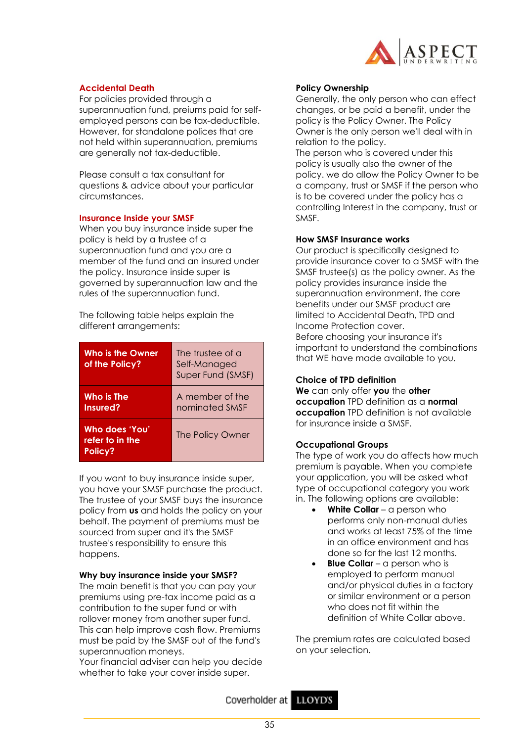## Accidental Death

For policies provided through a superannuation fund, preiums paid for self-employed persons can be tax-deductible. However, for standalone polices that are not held within superannuation, premiums are generally not tax-deductible.

Please consult a tax consultant for questions & advice about your particular circumstances.

## Insurance Inside your SMSF

When you buy insurance inside super the policy is held by a trustee of a superannuation fund and you are a member of the fund and an insured under the policy. Insurance inside super is governed by superannuation law and the rules of the superannuation fund.

The following table helps explain the different arrangements:

| | |
|---|---|
| **Who is the Owner of the Policy?** | The trustee of a Self-Managed Super Fund (SMSF) |
| **Who is The Insured?** | A member of the nominated SMSF |
| **Who does 'You' refer to in the Policy?** | The Policy Owner |

If you want to buy insurance inside super, you have your SMSF purchase the product. The trustee of your SMSF buys the insurance policy from **us** and holds the policy on your behalf. The payment of premiums must be sourced from super and it's the SMSF trustee's responsibility to ensure this happens.

### Why buy insurance inside your SMSF?

The main benefit is that you can pay your premiums using pre-tax income paid as a contribution to the super fund or with rollover money from another super fund. This can help improve cash flow. Premiums must be paid by the SMSF out of the fund's superannuation moneys.
Your financial adviser can help you decide whether to take your cover inside super.

### Policy Ownership

Generally, the only person who can effect changes, or be paid a benefit, under the policy is the Policy Owner. The Policy Owner is the only person we'll deal with in relation to the policy.
The person who is covered under this policy is usually also the owner of the policy. we do allow the Policy Owner to be a company, trust or SMSF if the person who is to be covered under the policy has a controlling Interest in the company, trust or SMSF.

### How SMSF Insurance works

Our product is specifically designed to provide insurance cover to a SMSF with the SMSF trustee(s) as the policy owner. As the policy provides insurance inside the superannuation environment, the core benefits under our SMSF product are limited to Accidental Death, TPD and Income Protection cover.
Before choosing your insurance it's important to understand the combinations that WE have made available to you.

### Choice of TPD definition

**We** can only offer **you** the **other occupation** TPD definition as a **normal occupation** TPD definition is not available for insurance inside a SMSF.

### Occupational Groups

The type of work you do affects how much premium is payable. When you complete your application, you will be asked what type of occupational category you work in. The following options are available:

- **White Collar** – a person who performs only non-manual duties and works at least 75% of the time in an office environment and has done so for the last 12 months.
- **Blue Collar** – a person who is employed to perform manual and/or physical duties in a factory or similar environment or a person who does not fit within the definition of White Collar above.

The premium rates are calculated based on your selection.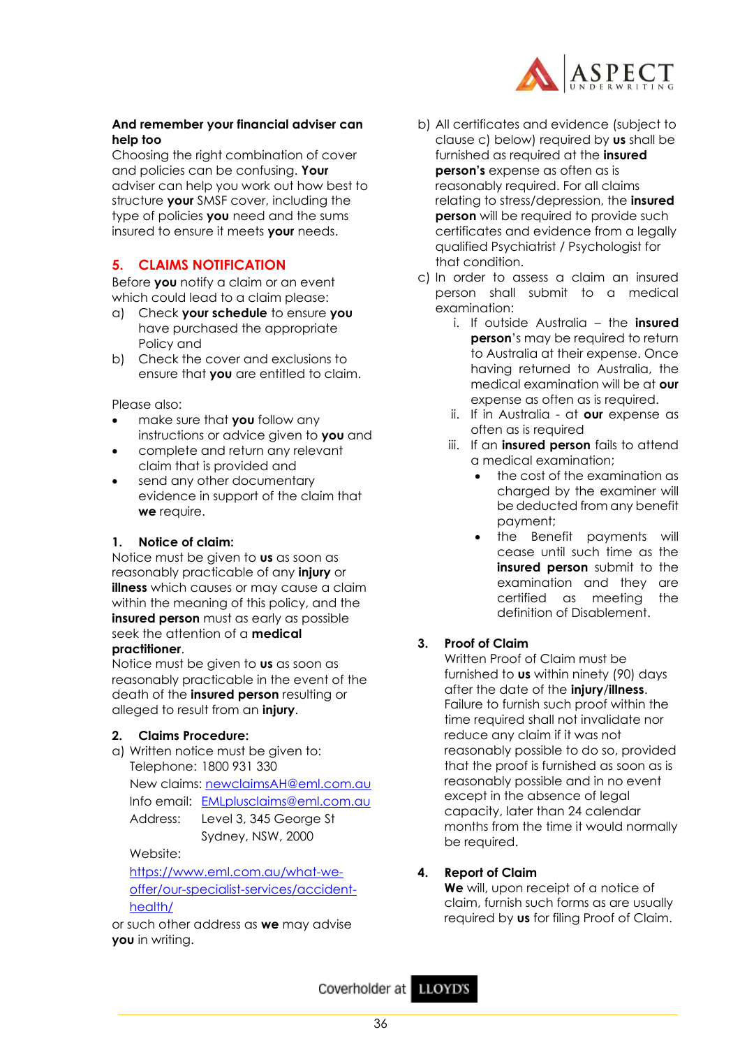**And remember your financial adviser can help too**

Choosing the right combination of cover and policies can be confusing. **Your** adviser can help you work out how best to structure **your** SMSF cover, including the type of policies **you** need and the sums insured to ensure it meets **your** needs.

## 5. CLAIMS NOTIFICATION

Before **you** notify a claim or an event which could lead to a claim please:

a) Check **your schedule** to ensure **you** have purchased the appropriate Policy and
b) Check the cover and exclusions to ensure that **you** are entitled to claim.

Please also:

- make sure that **you** follow any instructions or advice given to **you** and
- complete and return any relevant claim that is provided and
- send any other documentary evidence in support of the claim that **we** require.

### 1. Notice of claim:

Notice must be given to **us** as soon as reasonably practicable of any **injury** or **illness** which causes or may cause a claim within the meaning of this policy, and the **insured person** must as early as possible seek the attention of a **medical practitioner**.

Notice must be given to **us** as soon as reasonably practicable in the event of the death of the **insured person** resulting or alleged to result from an **injury**.

### 2. Claims Procedure:

a) Written notice must be given to:

Telephone: 1800 931 330

New claims: newclaimsAH@eml.com.au

Info email: EMLplusclaims@eml.com.au

Address: Level 3, 345 George St
Sydney, NSW, 2000

Website:

https://www.eml.com.au/what-we-offer/our-specialist-services/accident-health/

or such other address as **we** may advise **you** in writing.

b) All certificates and evidence (subject to clause c) below) required by **us** shall be furnished as required at the **insured person's** expense as often as is reasonably required. For all claims relating to stress/depression, the **insured person** will be required to provide such certificates and evidence from a legally qualified Psychiatrist / Psychologist for that condition.

c) In order to assess a claim an insured person shall submit to a medical examination:

   i. If outside Australia – the **insured person**'s may be required to return to Australia at their expense. Once having returned to Australia, the medical examination will be at **our** expense as often as is required.
   ii. If in Australia - at **our** expense as often as is required
   iii. If an **insured person** fails to attend a medical examination;
      - the cost of the examination as charged by the examiner will be deducted from any benefit payment;
      - the Benefit payments will cease until such time as the **insured person** submit to the examination and they are certified as meeting the definition of Disablement.

### 3. Proof of Claim

Written Proof of Claim must be furnished to **us** within ninety (90) days after the date of the **injury**/**illness**. Failure to furnish such proof within the time required shall not invalidate nor reduce any claim if it was not reasonably possible to do so, provided that the proof is furnished as soon as is reasonably possible and in no event except in the absence of legal capacity, later than 24 calendar months from the time it would normally be required.

### 4. Report of Claim

**We** will, upon receipt of a notice of claim, furnish such forms as are usually required by **us** for filing Proof of Claim.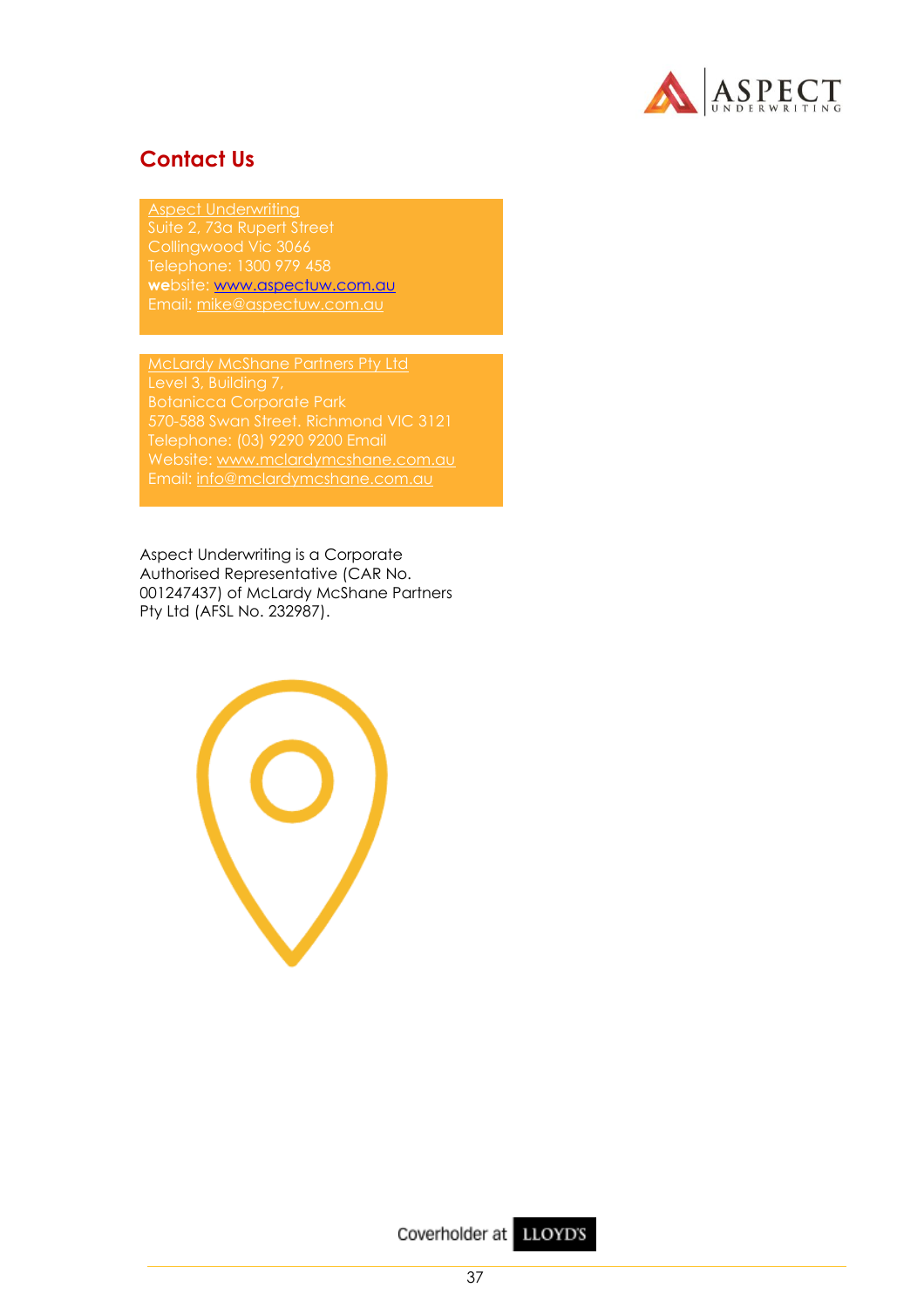## Contact Us

Aspect Underwriting
Suite 2, 73a Rupert Street
Collingwood Vic 3066
Telephone: 1300 979 458
**we**bsite: www.aspectuw.com.au
Email: mike@aspectuw.com.au

McLardy McShane Partners Pty Ltd
Level 3, Building 7,
Botanicca Corporate Park
570-588 Swan Street, Richmond VIC 3121
Telephone: (03) 9290 9200 Email
Website: www.mclardymcshane.com.au
Email: info@mclardymcshane.com.au

Aspect Underwriting is a Corporate Authorised Representative (CAR No. 001247437) of McLardy McShane Partners Pty Ltd (AFSL No. 232987).

Coverholder at LLOYD'S